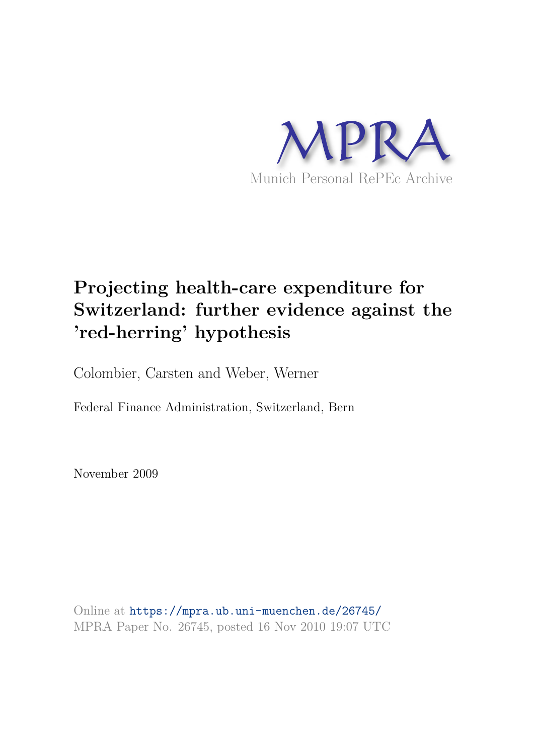MPRA

Munich Personal RePEc Archive

# Projecting health-care expenditure for Switzerland: further evidence against the 'red-herring' hypothesis

Colombier, Carsten and Weber, Werner

Federal Finance Administration, Switzerland, Bern

November 2009

Online at https://mpra.ub.uni-muenchen.de/26745/
MPRA Paper No. 26745, posted 16 Nov 2010 19:07 UTC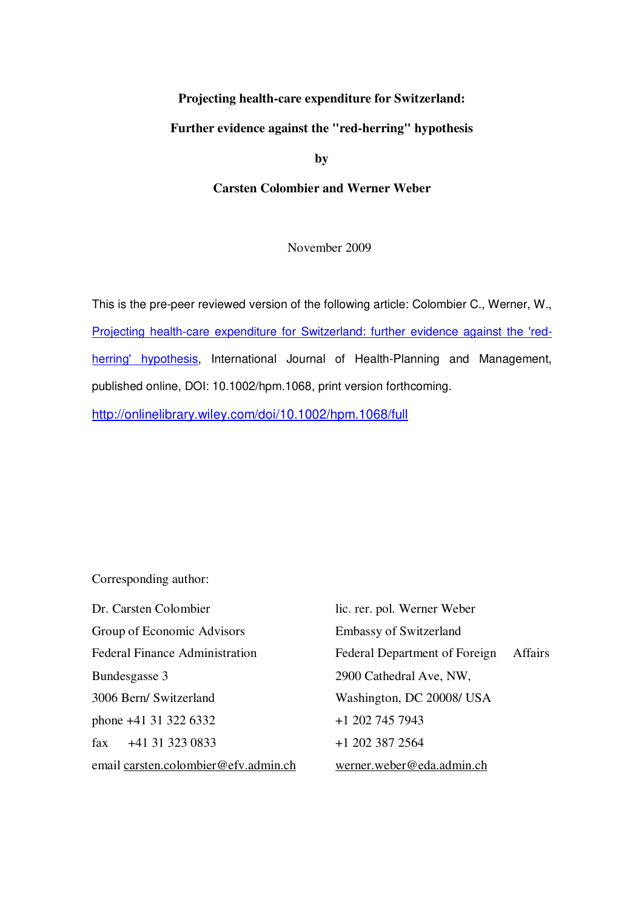**Projecting health-care expenditure for Switzerland:**

**Further evidence against the "red-herring" hypothesis**

**by**

**Carsten Colombier and Werner Weber**

November 2009

This is the pre-peer reviewed version of the following article: Colombier C., Werner, W., [Projecting health-care expenditure for Switzerland: further evidence against the 'red-herring' hypothesis](http://onlinelibrary.wiley.com/doi/10.1002/hpm.1068/full), International Journal of Health-Planning and Management, published online, DOI: 10.1002/hpm.1068, print version forthcoming.

http://onlinelibrary.wiley.com/doi/10.1002/hpm.1068/full

Corresponding author:

Dr. Carsten Colombier
Group of Economic Advisors
Federal Finance Administration
Bundesgasse 3
3006 Bern/ Switzerland
phone +41 31 322 6332
fax +41 31 323 0833
email carsten.colombier@efv.admin.ch

lic. rer. pol. Werner Weber
Embassy of Switzerland
Federal Department of Foreign Affairs
2900 Cathedral Ave, NW,
Washington, DC 20008/ USA
+1 202 745 7943
+1 202 387 2564
werner.weber@eda.admin.ch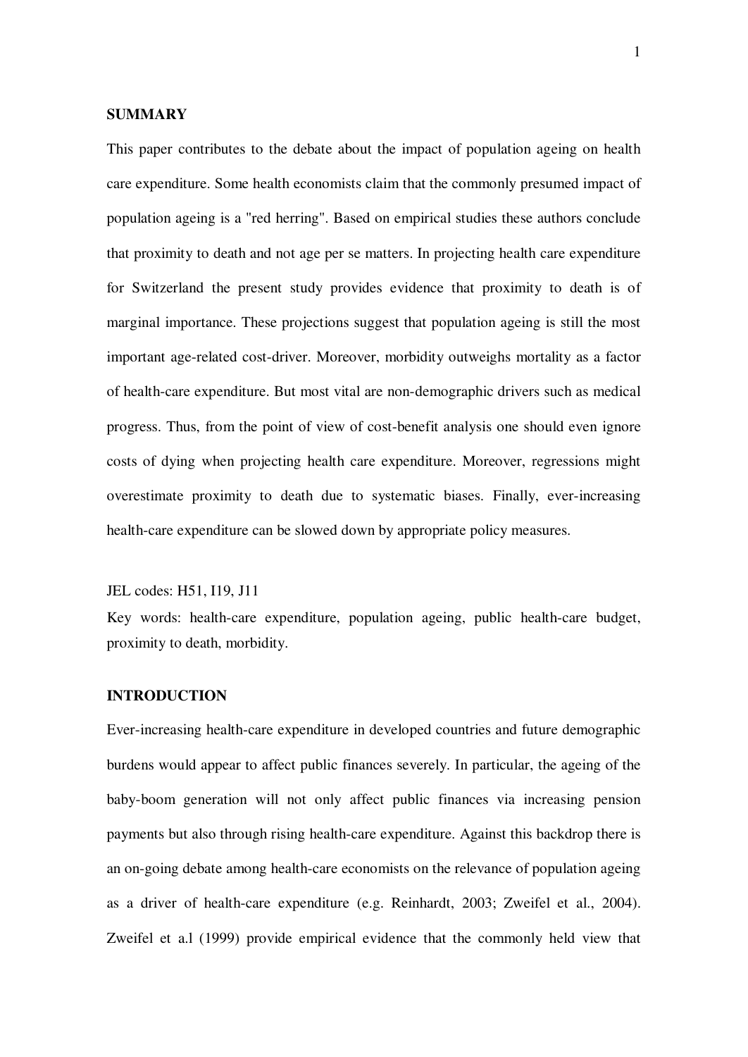## SUMMARY

This paper contributes to the debate about the impact of population ageing on health care expenditure. Some health economists claim that the commonly presumed impact of population ageing is a "red herring". Based on empirical studies these authors conclude that proximity to death and not age per se matters. In projecting health care expenditure for Switzerland the present study provides evidence that proximity to death is of marginal importance. These projections suggest that population ageing is still the most important age-related cost-driver. Moreover, morbidity outweighs mortality as a factor of health-care expenditure. But most vital are non-demographic drivers such as medical progress. Thus, from the point of view of cost-benefit analysis one should even ignore costs of dying when projecting health care expenditure. Moreover, regressions might overestimate proximity to death due to systematic biases. Finally, ever-increasing health-care expenditure can be slowed down by appropriate policy measures.

JEL codes: H51, I19, J11

Key words: health-care expenditure, population ageing, public health-care budget, proximity to death, morbidity.

## INTRODUCTION

Ever-increasing health-care expenditure in developed countries and future demographic burdens would appear to affect public finances severely. In particular, the ageing of the baby-boom generation will not only affect public finances via increasing pension payments but also through rising health-care expenditure. Against this backdrop there is an on-going debate among health-care economists on the relevance of population ageing as a driver of health-care expenditure (e.g. Reinhardt, 2003; Zweifel et al., 2004). Zweifel et a.l (1999) provide empirical evidence that the commonly held view that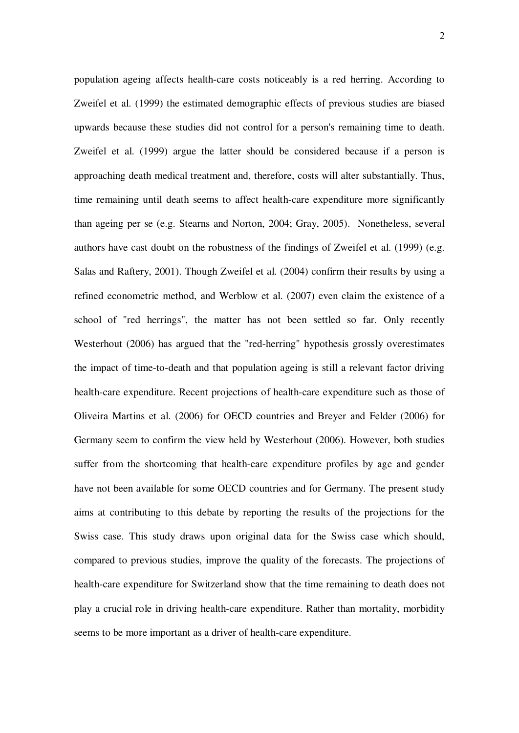population ageing affects health-care costs noticeably is a red herring. According to Zweifel et al. (1999) the estimated demographic effects of previous studies are biased upwards because these studies did not control for a person's remaining time to death. Zweifel et al. (1999) argue the latter should be considered because if a person is approaching death medical treatment and, therefore, costs will alter substantially. Thus, time remaining until death seems to affect health-care expenditure more significantly than ageing per se (e.g. Stearns and Norton, 2004; Gray, 2005). Nonetheless, several authors have cast doubt on the robustness of the findings of Zweifel et al. (1999) (e.g. Salas and Raftery, 2001). Though Zweifel et al. (2004) confirm their results by using a refined econometric method, and Werblow et al. (2007) even claim the existence of a school of "red herrings", the matter has not been settled so far. Only recently Westerhout (2006) has argued that the "red-herring" hypothesis grossly overestimates the impact of time-to-death and that population ageing is still a relevant factor driving health-care expenditure. Recent projections of health-care expenditure such as those of Oliveira Martins et al. (2006) for OECD countries and Breyer and Felder (2006) for Germany seem to confirm the view held by Westerhout (2006). However, both studies suffer from the shortcoming that health-care expenditure profiles by age and gender have not been available for some OECD countries and for Germany. The present study aims at contributing to this debate by reporting the results of the projections for the Swiss case. This study draws upon original data for the Swiss case which should, compared to previous studies, improve the quality of the forecasts. The projections of health-care expenditure for Switzerland show that the time remaining to death does not play a crucial role in driving health-care expenditure. Rather than mortality, morbidity seems to be more important as a driver of health-care expenditure.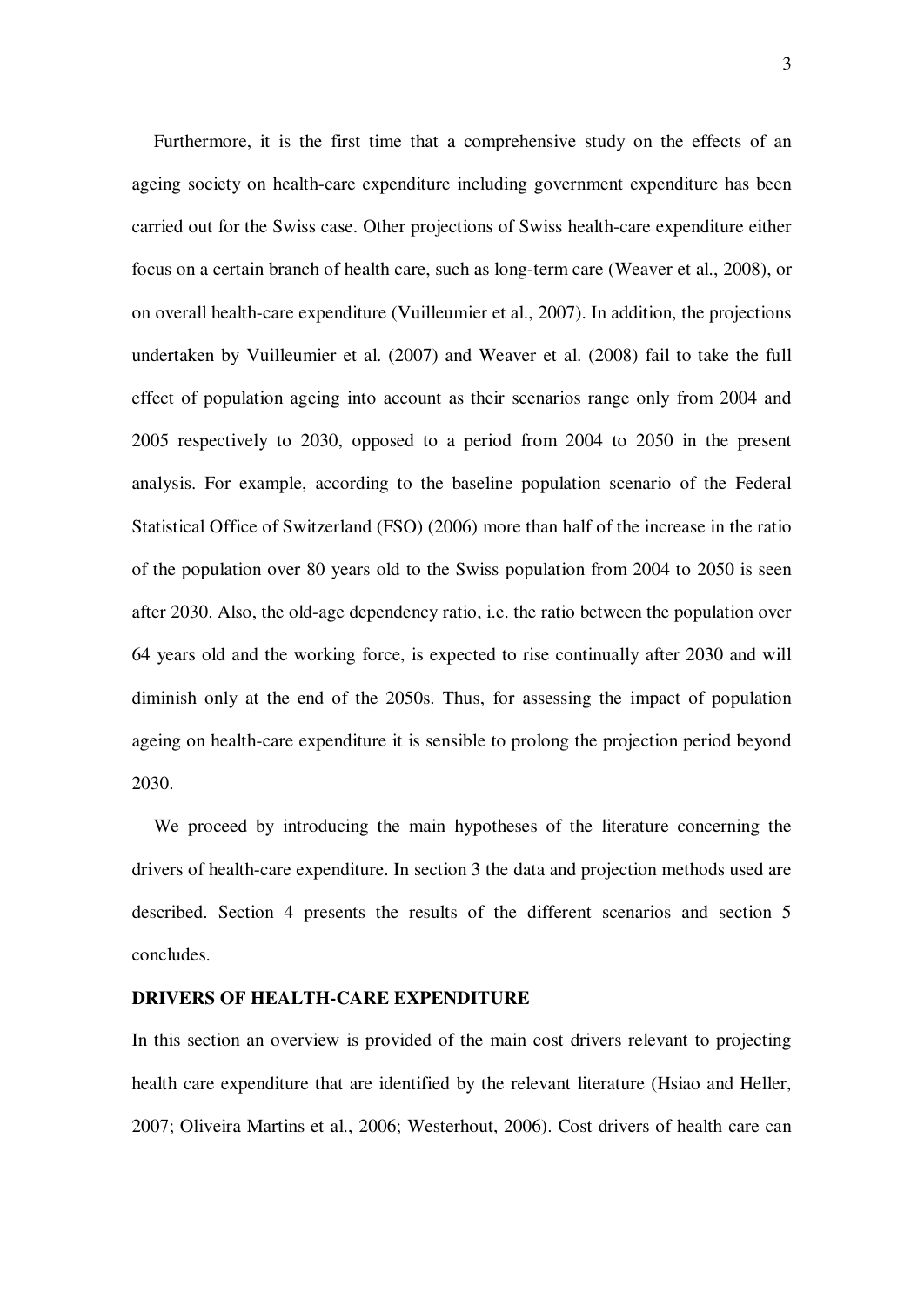Furthermore, it is the first time that a comprehensive study on the effects of an ageing society on health-care expenditure including government expenditure has been carried out for the Swiss case. Other projections of Swiss health-care expenditure either focus on a certain branch of health care, such as long-term care (Weaver et al., 2008), or on overall health-care expenditure (Vuilleumier et al., 2007). In addition, the projections undertaken by Vuilleumier et al. (2007) and Weaver et al. (2008) fail to take the full effect of population ageing into account as their scenarios range only from 2004 and 2005 respectively to 2030, opposed to a period from 2004 to 2050 in the present analysis. For example, according to the baseline population scenario of the Federal Statistical Office of Switzerland (FSO) (2006) more than half of the increase in the ratio of the population over 80 years old to the Swiss population from 2004 to 2050 is seen after 2030. Also, the old-age dependency ratio, i.e. the ratio between the population over 64 years old and the working force, is expected to rise continually after 2030 and will diminish only at the end of the 2050s. Thus, for assessing the impact of population ageing on health-care expenditure it is sensible to prolong the projection period beyond 2030.

We proceed by introducing the main hypotheses of the literature concerning the drivers of health-care expenditure. In section 3 the data and projection methods used are described. Section 4 presents the results of the different scenarios and section 5 concludes.

## DRIVERS OF HEALTH-CARE EXPENDITURE

In this section an overview is provided of the main cost drivers relevant to projecting health care expenditure that are identified by the relevant literature (Hsiao and Heller, 2007; Oliveira Martins et al., 2006; Westerhout, 2006). Cost drivers of health care can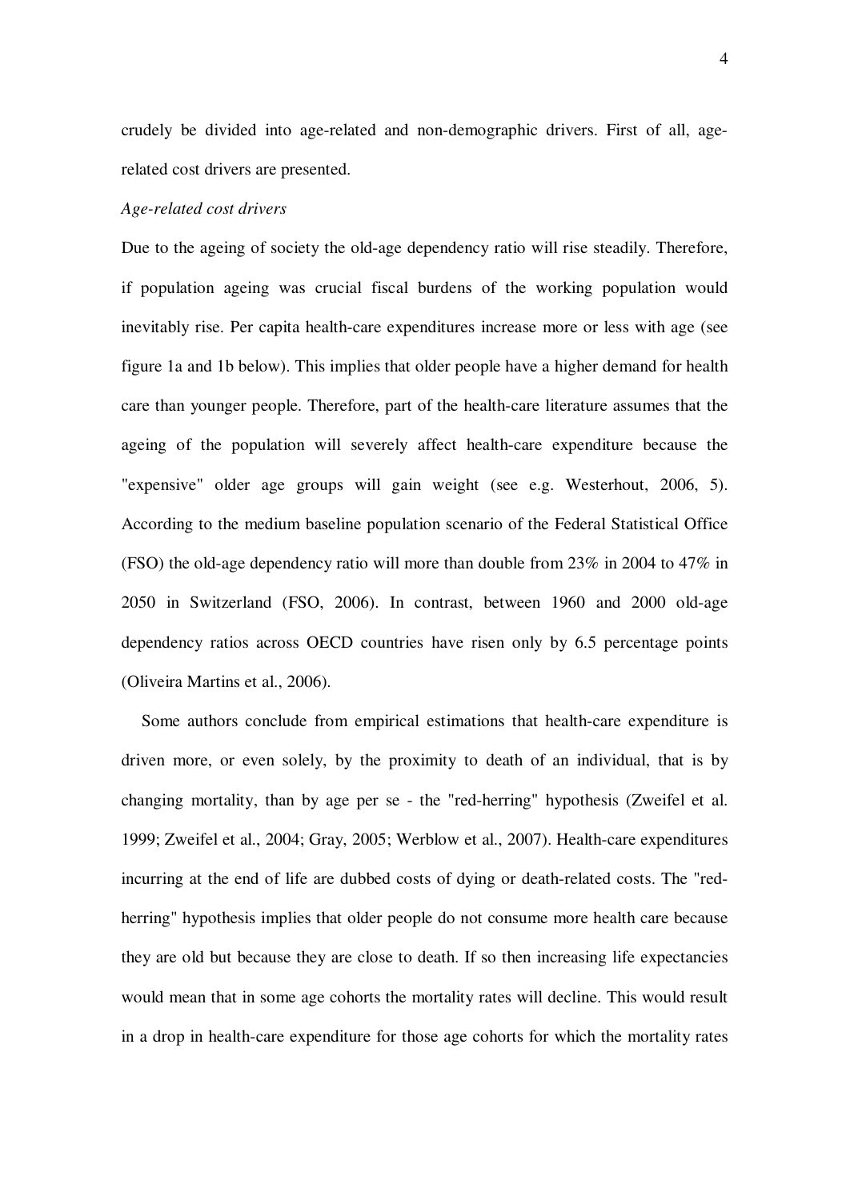crudely be divided into age-related and non-demographic drivers. First of all, age-related cost drivers are presented.

*Age-related cost drivers*

Due to the ageing of society the old-age dependency ratio will rise steadily. Therefore, if population ageing was crucial fiscal burdens of the working population would inevitably rise. Per capita health-care expenditures increase more or less with age (see figure 1a and 1b below). This implies that older people have a higher demand for health care than younger people. Therefore, part of the health-care literature assumes that the ageing of the population will severely affect health-care expenditure because the "expensive" older age groups will gain weight (see e.g. Westerhout, 2006, 5). According to the medium baseline population scenario of the Federal Statistical Office (FSO) the old-age dependency ratio will more than double from 23% in 2004 to 47% in 2050 in Switzerland (FSO, 2006). In contrast, between 1960 and 2000 old-age dependency ratios across OECD countries have risen only by 6.5 percentage points (Oliveira Martins et al., 2006).

Some authors conclude from empirical estimations that health-care expenditure is driven more, or even solely, by the proximity to death of an individual, that is by changing mortality, than by age per se - the "red-herring" hypothesis (Zweifel et al. 1999; Zweifel et al., 2004; Gray, 2005; Werblow et al., 2007). Health-care expenditures incurring at the end of life are dubbed costs of dying or death-related costs. The "red-herring" hypothesis implies that older people do not consume more health care because they are old but because they are close to death. If so then increasing life expectancies would mean that in some age cohorts the mortality rates will decline. This would result in a drop in health-care expenditure for those age cohorts for which the mortality rates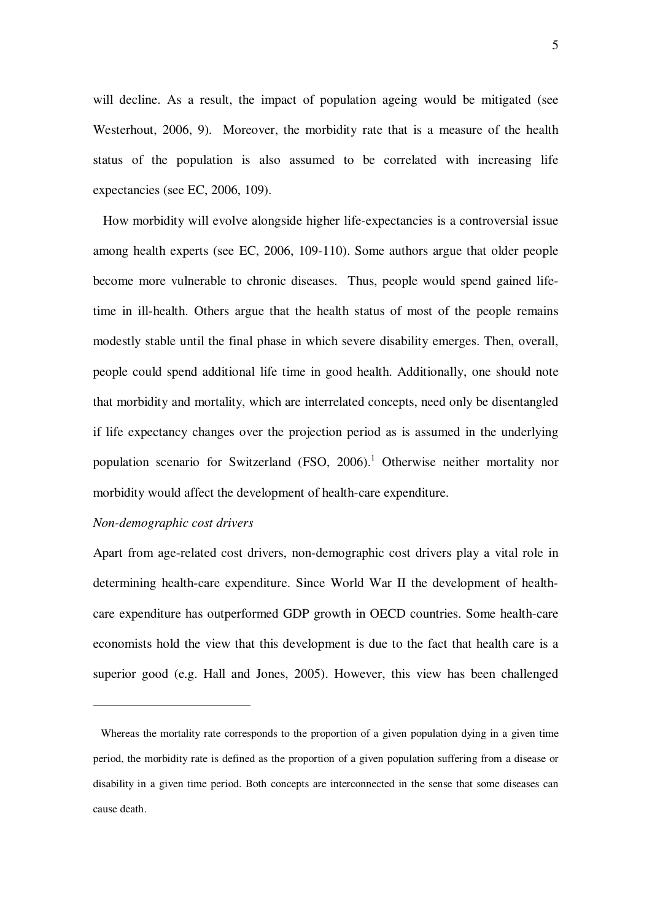will decline. As a result, the impact of population ageing would be mitigated (see Westerhout, 2006, 9). Moreover, the morbidity rate that is a measure of the health status of the population is also assumed to be correlated with increasing life expectancies (see EC, 2006, 109).

How morbidity will evolve alongside higher life-expectancies is a controversial issue among health experts (see EC, 2006, 109-110). Some authors argue that older people become more vulnerable to chronic diseases. Thus, people would spend gained life-time in ill-health. Others argue that the health status of most of the people remains modestly stable until the final phase in which severe disability emerges. Then, overall, people could spend additional life time in good health. Additionally, one should note that morbidity and mortality, which are interrelated concepts, need only be disentangled if life expectancy changes over the projection period as is assumed in the underlying population scenario for Switzerland (FSO, 2006).[1] Otherwise neither mortality nor morbidity would affect the development of health-care expenditure.

*Non-demographic cost drivers*

Apart from age-related cost drivers, non-demographic cost drivers play a vital role in determining health-care expenditure. Since World War II the development of health-care expenditure has outperformed GDP growth in OECD countries. Some health-care economists hold the view that this development is due to the fact that health care is a superior good (e.g. Hall and Jones, 2005). However, this view has been challenged

---

[1] Whereas the mortality rate corresponds to the proportion of a given population dying in a given time period, the morbidity rate is defined as the proportion of a given population suffering from a disease or disability in a given time period. Both concepts are interconnected in the sense that some diseases can cause death.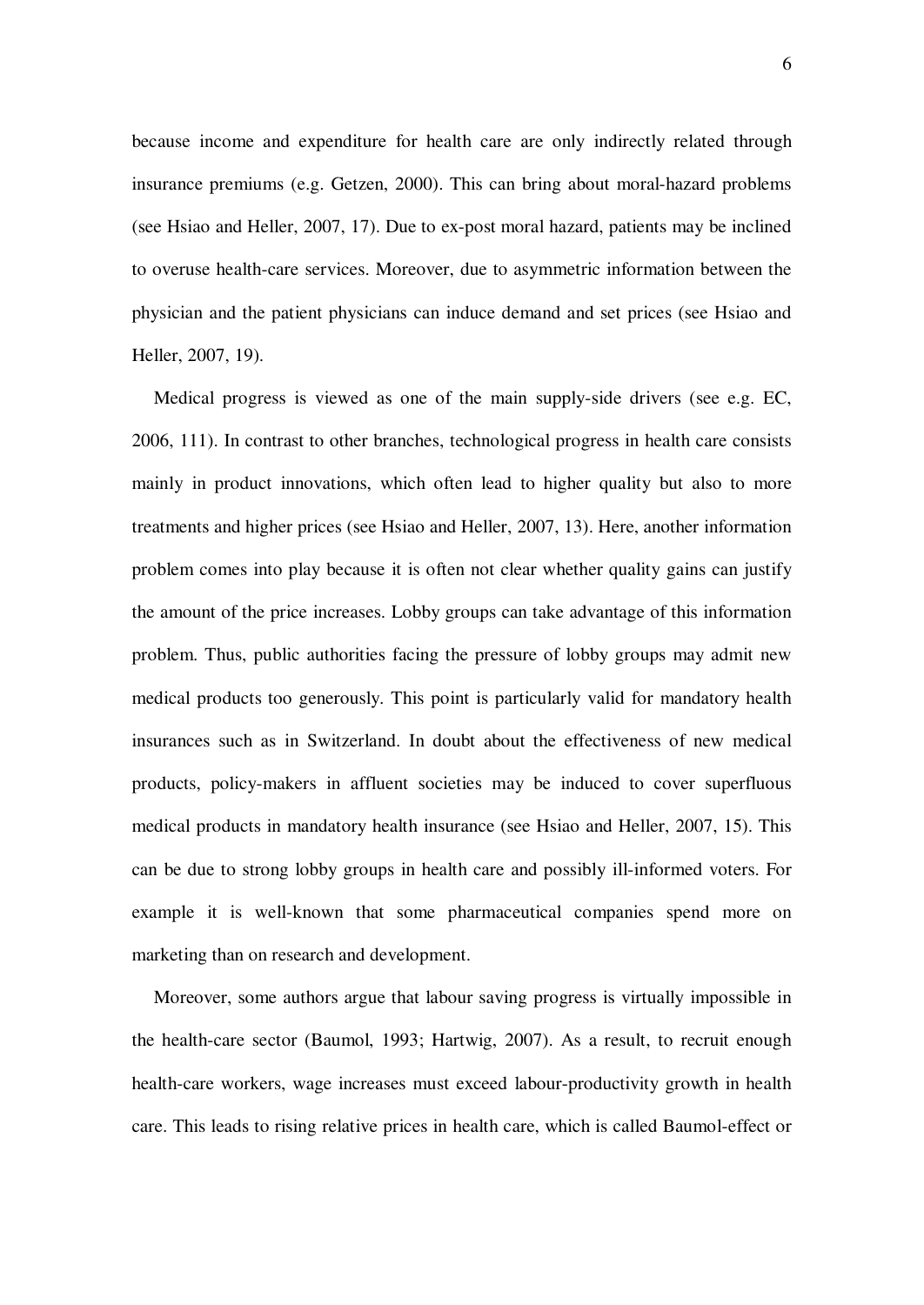because income and expenditure for health care are only indirectly related through insurance premiums (e.g. Getzen, 2000). This can bring about moral-hazard problems (see Hsiao and Heller, 2007, 17). Due to ex-post moral hazard, patients may be inclined to overuse health-care services. Moreover, due to asymmetric information between the physician and the patient physicians can induce demand and set prices (see Hsiao and Heller, 2007, 19).

Medical progress is viewed as one of the main supply-side drivers (see e.g. EC, 2006, 111). In contrast to other branches, technological progress in health care consists mainly in product innovations, which often lead to higher quality but also to more treatments and higher prices (see Hsiao and Heller, 2007, 13). Here, another information problem comes into play because it is often not clear whether quality gains can justify the amount of the price increases. Lobby groups can take advantage of this information problem. Thus, public authorities facing the pressure of lobby groups may admit new medical products too generously. This point is particularly valid for mandatory health insurances such as in Switzerland. In doubt about the effectiveness of new medical products, policy-makers in affluent societies may be induced to cover superfluous medical products in mandatory health insurance (see Hsiao and Heller, 2007, 15). This can be due to strong lobby groups in health care and possibly ill-informed voters. For example it is well-known that some pharmaceutical companies spend more on marketing than on research and development.

Moreover, some authors argue that labour saving progress is virtually impossible in the health-care sector (Baumol, 1993; Hartwig, 2007). As a result, to recruit enough health-care workers, wage increases must exceed labour-productivity growth in health care. This leads to rising relative prices in health care, which is called Baumol-effect or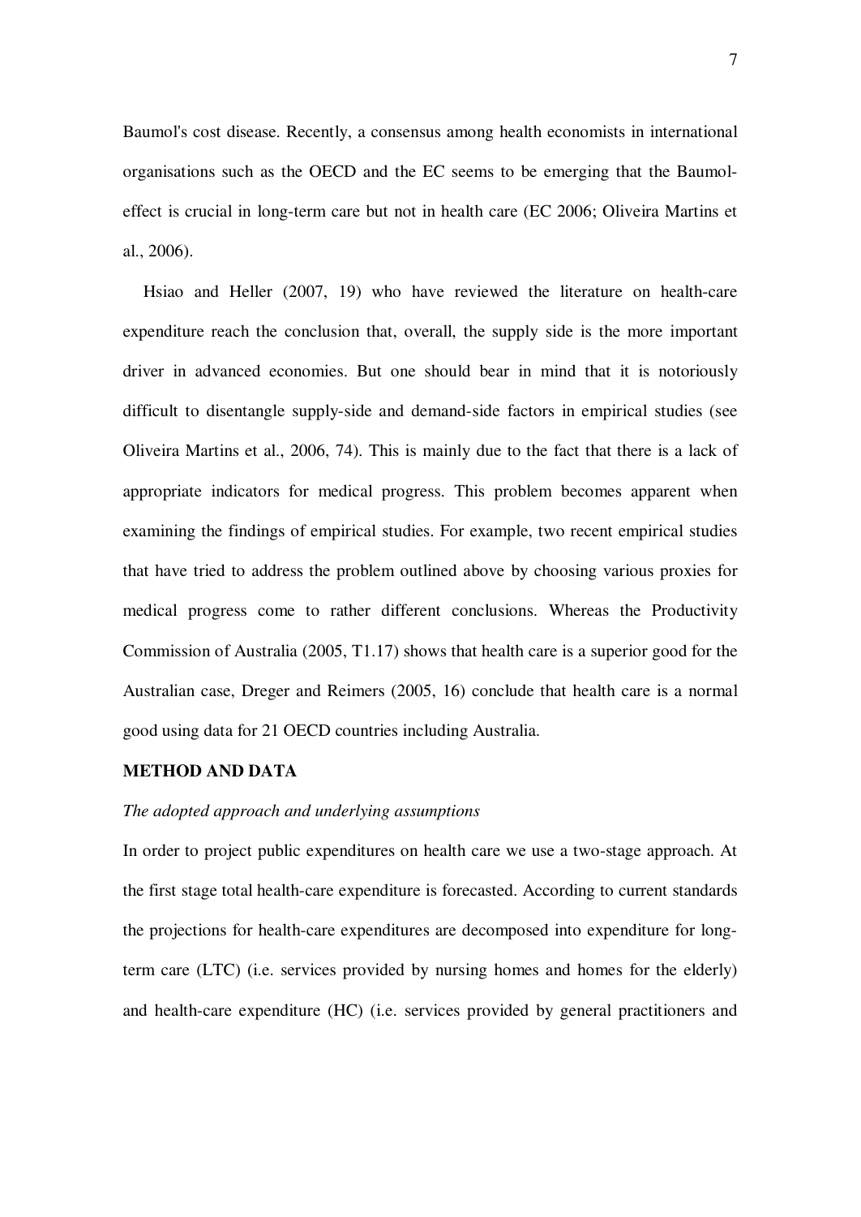Baumol's cost disease. Recently, a consensus among health economists in international organisations such as the OECD and the EC seems to be emerging that the Baumol-effect is crucial in long-term care but not in health care (EC 2006; Oliveira Martins et al., 2006).

Hsiao and Heller (2007, 19) who have reviewed the literature on health-care expenditure reach the conclusion that, overall, the supply side is the more important driver in advanced economies. But one should bear in mind that it is notoriously difficult to disentangle supply-side and demand-side factors in empirical studies (see Oliveira Martins et al., 2006, 74). This is mainly due to the fact that there is a lack of appropriate indicators for medical progress. This problem becomes apparent when examining the findings of empirical studies. For example, two recent empirical studies that have tried to address the problem outlined above by choosing various proxies for medical progress come to rather different conclusions. Whereas the Productivity Commission of Australia (2005, T1.17) shows that health care is a superior good for the Australian case, Dreger and Reimers (2005, 16) conclude that health care is a normal good using data for 21 OECD countries including Australia.

## METHOD AND DATA

### *The adopted approach and underlying assumptions*

In order to project public expenditures on health care we use a two-stage approach. At the first stage total health-care expenditure is forecasted. According to current standards the projections for health-care expenditures are decomposed into expenditure for long-term care (LTC) (i.e. services provided by nursing homes and homes for the elderly) and health-care expenditure (HC) (i.e. services provided by general practitioners and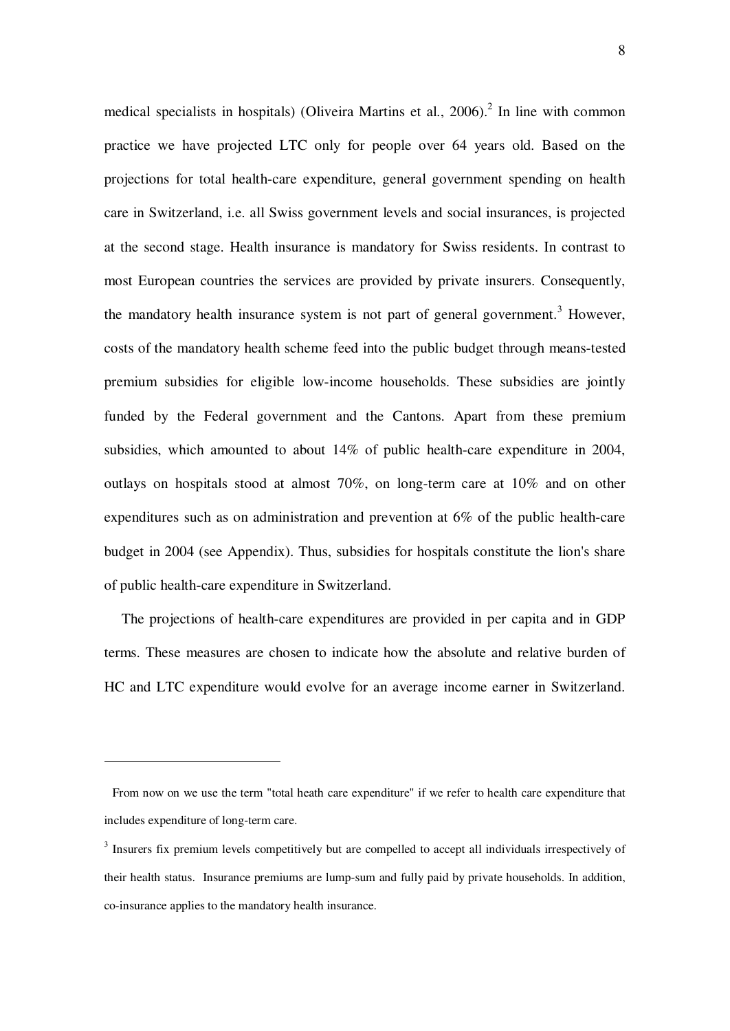medical specialists in hospitals) (Oliveira Martins et al., 2006).[2] In line with common practice we have projected LTC only for people over 64 years old. Based on the projections for total health-care expenditure, general government spending on health care in Switzerland, i.e. all Swiss government levels and social insurances, is projected at the second stage. Health insurance is mandatory for Swiss residents. In contrast to most European countries the services are provided by private insurers. Consequently, the mandatory health insurance system is not part of general government.[3] However, costs of the mandatory health scheme feed into the public budget through means-tested premium subsidies for eligible low-income households. These subsidies are jointly funded by the Federal government and the Cantons. Apart from these premium subsidies, which amounted to about 14% of public health-care expenditure in 2004, outlays on hospitals stood at almost 70%, on long-term care at 10% and on other expenditures such as on administration and prevention at 6% of the public health-care budget in 2004 (see Appendix). Thus, subsidies for hospitals constitute the lion's share of public health-care expenditure in Switzerland.

The projections of health-care expenditures are provided in per capita and in GDP terms. These measures are chosen to indicate how the absolute and relative burden of HC and LTC expenditure would evolve for an average income earner in Switzerland.

---

From now on we use the term "total heath care expenditure" if we refer to health care expenditure that includes expenditure of long-term care.

[3] Insurers fix premium levels competitively but are compelled to accept all individuals irrespectively of their health status. Insurance premiums are lump-sum and fully paid by private households. In addition, co-insurance applies to the mandatory health insurance.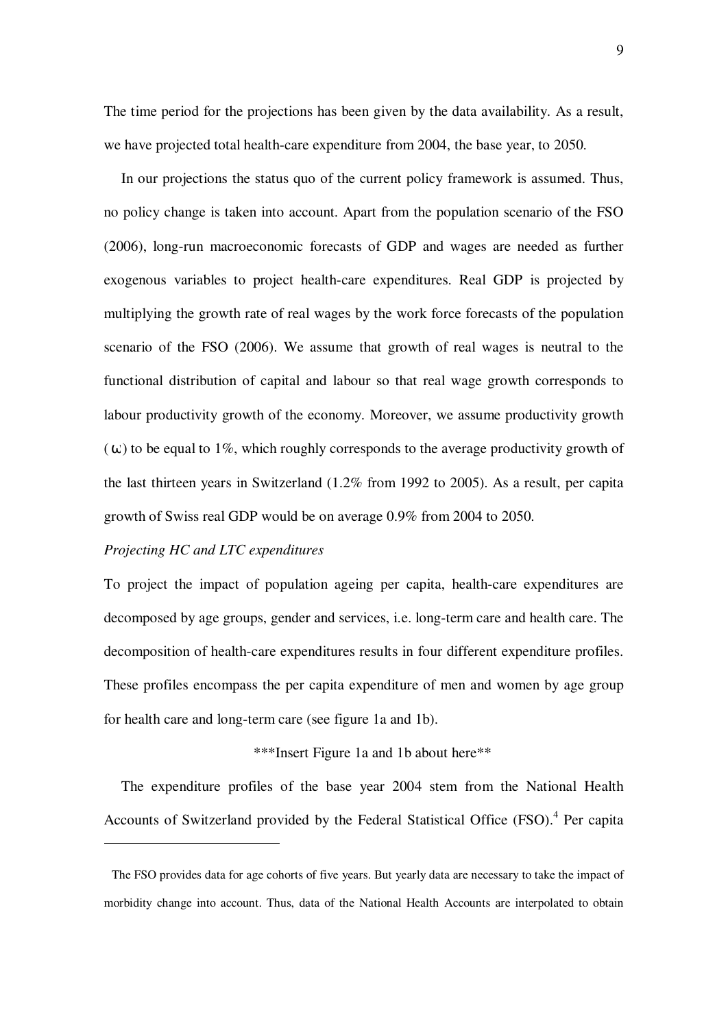The time period for the projections has been given by the data availability. As a result, we have projected total health-care expenditure from 2004, the base year, to 2050.

In our projections the status quo of the current policy framework is assumed. Thus, no policy change is taken into account. Apart from the population scenario of the FSO (2006), long-run macroeconomic forecasts of GDP and wages are needed as further exogenous variables to project health-care expenditures. Real GDP is projected by multiplying the growth rate of real wages by the work force forecasts of the population scenario of the FSO (2006). We assume that growth of real wages is neutral to the functional distribution of capital and labour so that real wage growth corresponds to labour productivity growth of the economy. Moreover, we assume productivity growth ($\omega$) to be equal to 1%, which roughly corresponds to the average productivity growth of the last thirteen years in Switzerland (1.2% from 1992 to 2005). As a result, per capita growth of Swiss real GDP would be on average 0.9% from 2004 to 2050.

*Projecting HC and LTC expenditures*

To project the impact of population ageing per capita, health-care expenditures are decomposed by age groups, gender and services, i.e. long-term care and health care. The decomposition of health-care expenditures results in four different expenditure profiles. These profiles encompass the per capita expenditure of men and women by age group for health care and long-term care (see figure 1a and 1b).

***Insert Figure 1a and 1b about here**

The expenditure profiles of the base year 2004 stem from the National Health Accounts of Switzerland provided by the Federal Statistical Office (FSO).[4] Per capita

---

The FSO provides data for age cohorts of five years. But yearly data are necessary to take the impact of morbidity change into account. Thus, data of the National Health Accounts are interpolated to obtain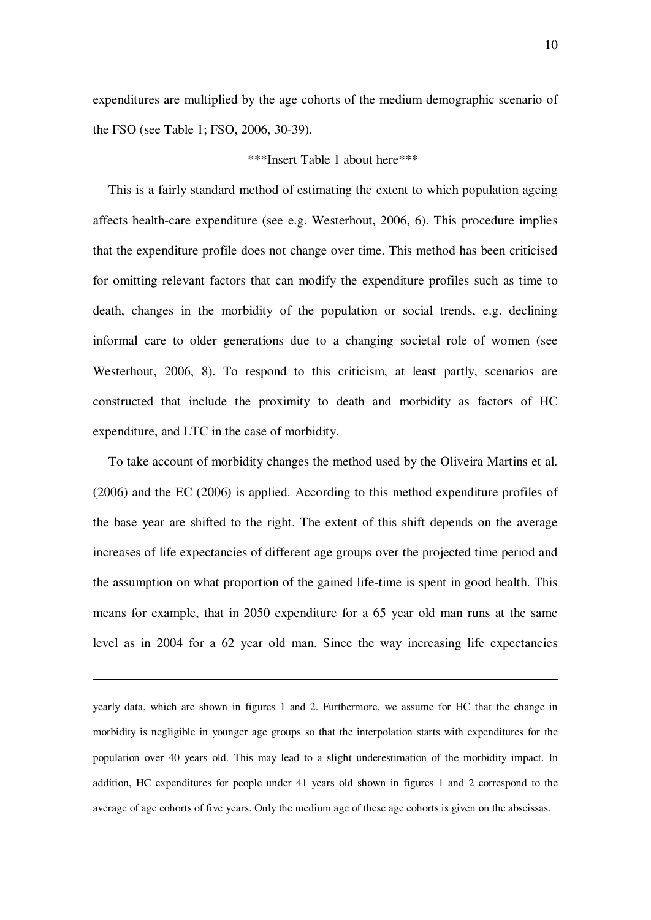expenditures are multiplied by the age cohorts of the medium demographic scenario of the FSO (see Table 1; FSO, 2006, 30-39).

***Insert Table 1 about here***

This is a fairly standard method of estimating the extent to which population ageing affects health-care expenditure (see e.g. Westerhout, 2006, 6). This procedure implies that the expenditure profile does not change over time. This method has been criticised for omitting relevant factors that can modify the expenditure profiles such as time to death, changes in the morbidity of the population or social trends, e.g. declining informal care to older generations due to a changing societal role of women (see Westerhout, 2006, 8). To respond to this criticism, at least partly, scenarios are constructed that include the proximity to death and morbidity as factors of HC expenditure, and LTC in the case of morbidity.

To take account of morbidity changes the method used by the Oliveira Martins et al. (2006) and the EC (2006) is applied. According to this method expenditure profiles of the base year are shifted to the right. The extent of this shift depends on the average increases of life expectancies of different age groups over the projected time period and the assumption on what proportion of the gained life-time is spent in good health. This means for example, that in 2050 expenditure for a 65 year old man runs at the same level as in 2004 for a 62 year old man. Since the way increasing life expectancies

---

yearly data, which are shown in figures 1 and 2. Furthermore, we assume for HC that the change in morbidity is negligible in younger age groups so that the interpolation starts with expenditures for the population over 40 years old. This may lead to a slight underestimation of the morbidity impact. In addition, HC expenditures for people under 41 years old shown in figures 1 and 2 correspond to the average of age cohorts of five years. Only the medium age of these age cohorts is given on the abscissas.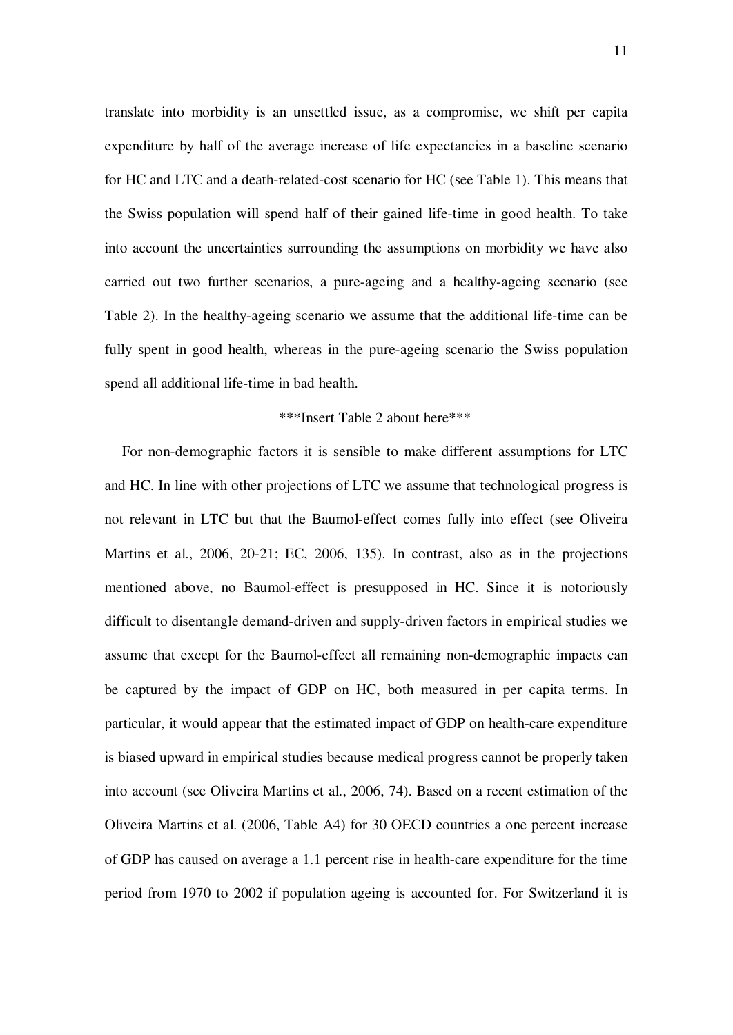translate into morbidity is an unsettled issue, as a compromise, we shift per capita expenditure by half of the average increase of life expectancies in a baseline scenario for HC and LTC and a death-related-cost scenario for HC (see Table 1). This means that the Swiss population will spend half of their gained life-time in good health. To take into account the uncertainties surrounding the assumptions on morbidity we have also carried out two further scenarios, a pure-ageing and a healthy-ageing scenario (see Table 2). In the healthy-ageing scenario we assume that the additional life-time can be fully spent in good health, whereas in the pure-ageing scenario the Swiss population spend all additional life-time in bad health.

***Insert Table 2 about here***

For non-demographic factors it is sensible to make different assumptions for LTC and HC. In line with other projections of LTC we assume that technological progress is not relevant in LTC but that the Baumol-effect comes fully into effect (see Oliveira Martins et al., 2006, 20-21; EC, 2006, 135). In contrast, also as in the projections mentioned above, no Baumol-effect is presupposed in HC. Since it is notoriously difficult to disentangle demand-driven and supply-driven factors in empirical studies we assume that except for the Baumol-effect all remaining non-demographic impacts can be captured by the impact of GDP on HC, both measured in per capita terms. In particular, it would appear that the estimated impact of GDP on health-care expenditure is biased upward in empirical studies because medical progress cannot be properly taken into account (see Oliveira Martins et al., 2006, 74). Based on a recent estimation of the Oliveira Martins et al. (2006, Table A4) for 30 OECD countries a one percent increase of GDP has caused on average a 1.1 percent rise in health-care expenditure for the time period from 1970 to 2002 if population ageing is accounted for. For Switzerland it is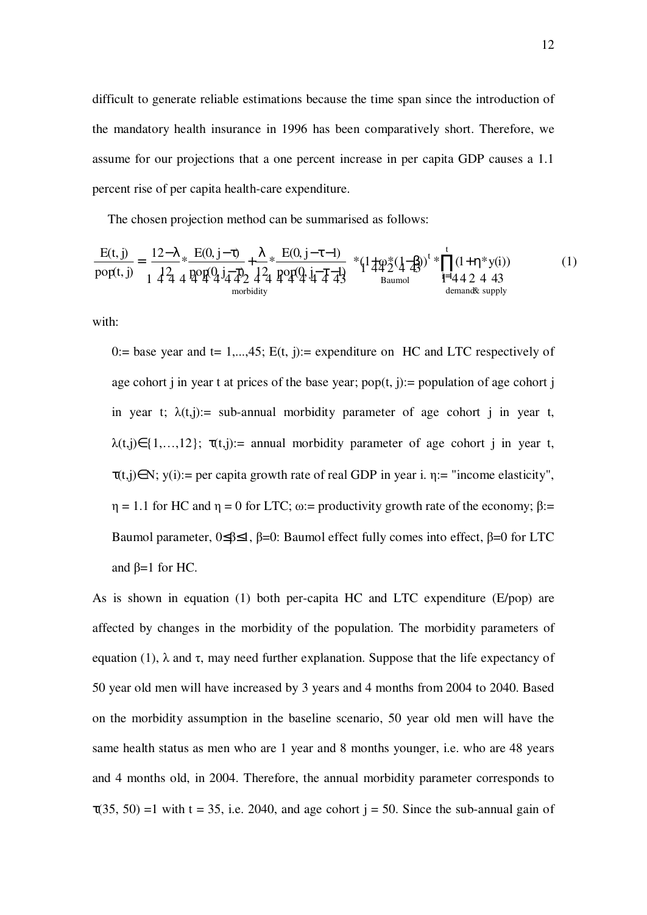difficult to generate reliable estimations because the time span since the introduction of the mandatory health insurance in 1996 has been comparatively short. Therefore, we assume for our projections that a one percent increase in per capita GDP causes a 1.1 percent rise of per capita health-care expenditure.

The chosen projection method can be summarised as follows:

$$\frac{E(t,j)}{pop(t,j)} = \underbrace{\frac{12-\lambda}{12} * \frac{E(0,j-\tau)}{pop(0,j-\tau)} + \frac{\lambda}{12} * \frac{E(0,j-\tau-1)}{pop(0,j-\tau-1)}}_{\text{morbidity}} * \underbrace{(1+\omega*(1-\beta))^{t}}_{\text{Baumol}} * \underbrace{\prod_{i=1}^{t}(1+\eta * y(i))}_{\text{demand\& supply}} \tag{1}$$

with:

0:= base year and t= 1,...,45; E(t, j):= expenditure on HC and LTC respectively of age cohort j in year t at prices of the base year; pop(t, j):= population of age cohort j in year t; $\lambda(t,j)$:= sub-annual morbidity parameter of age cohort j in year t, $\lambda(t,j) \in \{1,\ldots,12\}$; $\tau(t,j)$:= annual morbidity parameter of age cohort j in year t, $\tau(t,j) \in \mathbb{N}$; y(i):= per capita growth rate of real GDP in year i. $\eta$:= "income elasticity", $\eta = 1.1$ for HC and $\eta = 0$ for LTC; $\omega$:= productivity growth rate of the economy; $\beta$:= Baumol parameter, $0 \le \beta \le 1$, $\beta=0$: Baumol effect fully comes into effect, $\beta=0$ for LTC and $\beta=1$ for HC.

As is shown in equation (1) both per-capita HC and LTC expenditure (E/pop) are affected by changes in the morbidity of the population. The morbidity parameters of equation (1), $\lambda$ and $\tau$, may need further explanation. Suppose that the life expectancy of 50 year old men will have increased by 3 years and 4 months from 2004 to 2040. Based on the morbidity assumption in the baseline scenario, 50 year old men will have the same health status as men who are 1 year and 8 months younger, i.e. who are 48 years and 4 months old, in 2004. Therefore, the annual morbidity parameter corresponds to $\tau(35, 50) = 1$ with t = 35, i.e. 2040, and age cohort j = 50. Since the sub-annual gain of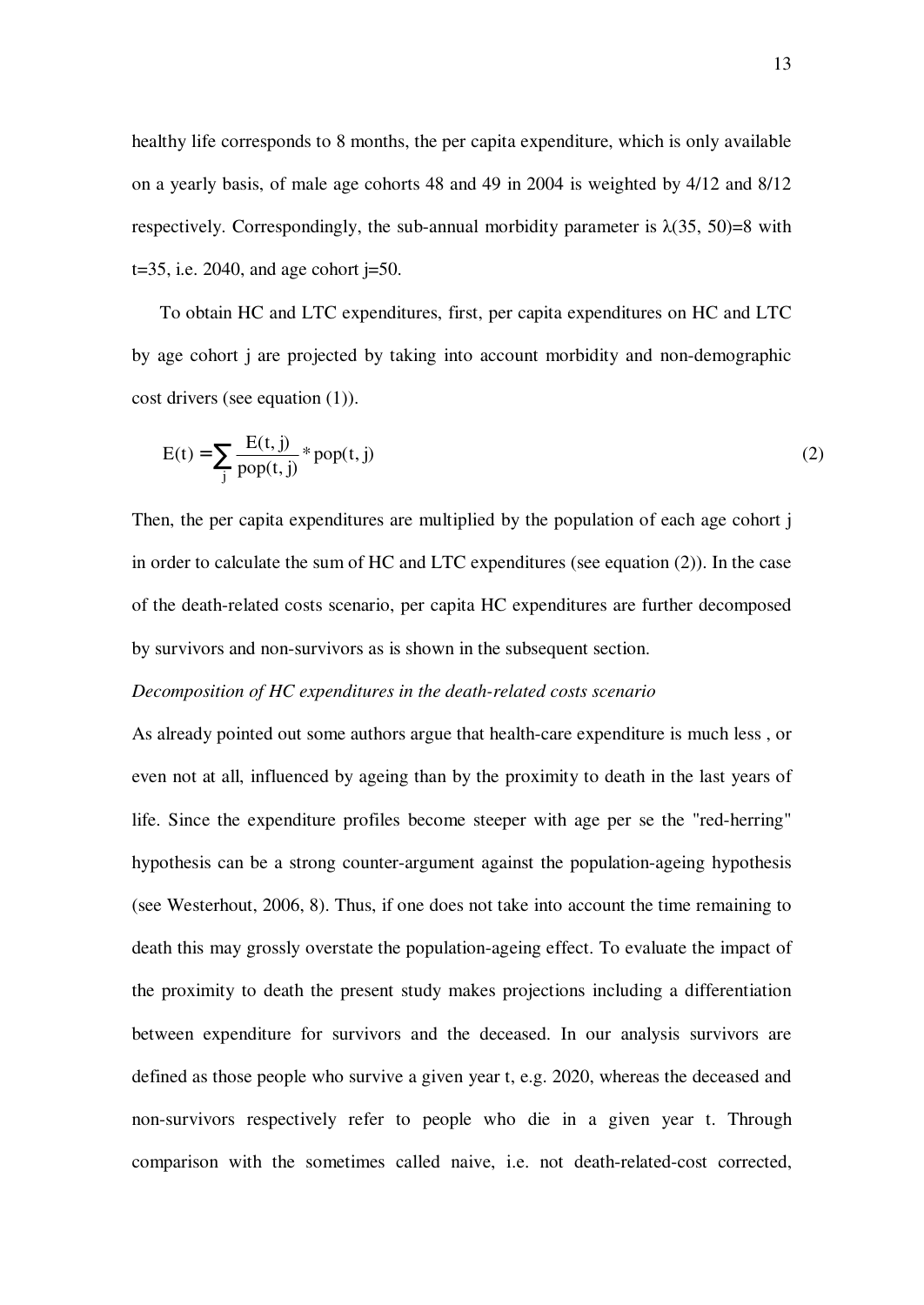healthy life corresponds to 8 months, the per capita expenditure, which is only available on a yearly basis, of male age cohorts 48 and 49 in 2004 is weighted by 4/12 and 8/12 respectively. Correspondingly, the sub-annual morbidity parameter is $\lambda(35, 50)=8$ with t=35, i.e. 2040, and age cohort j=50.

To obtain HC and LTC expenditures, first, per capita expenditures on HC and LTC by age cohort j are projected by taking into account morbidity and non-demographic cost drivers (see equation (1)).

$$E(t) = \sum_{j} \frac{E(t, j)}{pop(t, j)} * pop(t, j) \tag{2}$$

Then, the per capita expenditures are multiplied by the population of each age cohort j in order to calculate the sum of HC and LTC expenditures (see equation (2)). In the case of the death-related costs scenario, per capita HC expenditures are further decomposed by survivors and non-survivors as is shown in the subsequent section.

*Decomposition of HC expenditures in the death-related costs scenario*

As already pointed out some authors argue that health-care expenditure is much less , or even not at all, influenced by ageing than by the proximity to death in the last years of life. Since the expenditure profiles become steeper with age per se the "red-herring" hypothesis can be a strong counter-argument against the population-ageing hypothesis (see Westerhout, 2006, 8). Thus, if one does not take into account the time remaining to death this may grossly overstate the population-ageing effect. To evaluate the impact of the proximity to death the present study makes projections including a differentiation between expenditure for survivors and the deceased. In our analysis survivors are defined as those people who survive a given year t, e.g. 2020, whereas the deceased and non-survivors respectively refer to people who die in a given year t. Through comparison with the sometimes called naive, i.e. not death-related-cost corrected,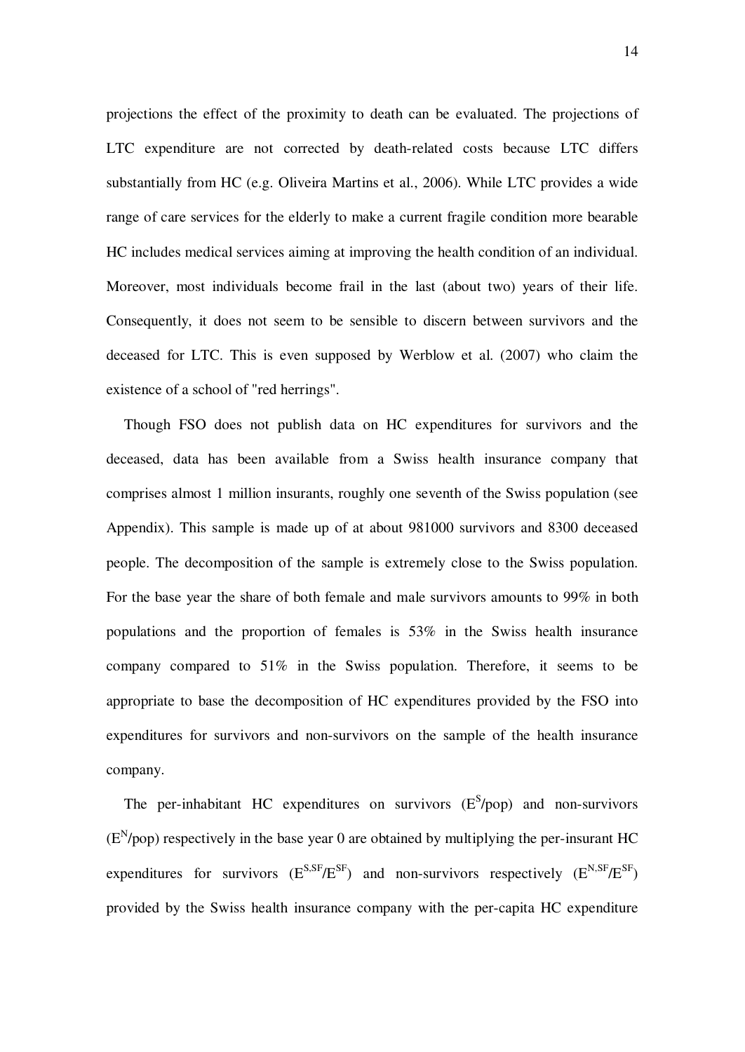projections the effect of the proximity to death can be evaluated. The projections of LTC expenditure are not corrected by death-related costs because LTC differs substantially from HC (e.g. Oliveira Martins et al., 2006). While LTC provides a wide range of care services for the elderly to make a current fragile condition more bearable HC includes medical services aiming at improving the health condition of an individual. Moreover, most individuals become frail in the last (about two) years of their life. Consequently, it does not seem to be sensible to discern between survivors and the deceased for LTC. This is even supposed by Werblow et al. (2007) who claim the existence of a school of "red herrings".

Though FSO does not publish data on HC expenditures for survivors and the deceased, data has been available from a Swiss health insurance company that comprises almost 1 million insurants, roughly one seventh of the Swiss population (see Appendix). This sample is made up of at about 981000 survivors and 8300 deceased people. The decomposition of the sample is extremely close to the Swiss population. For the base year the share of both female and male survivors amounts to 99% in both populations and the proportion of females is 53% in the Swiss health insurance company compared to 51% in the Swiss population. Therefore, it seems to be appropriate to base the decomposition of HC expenditures provided by the FSO into expenditures for survivors and non-survivors on the sample of the health insurance company.

The per-inhabitant HC expenditures on survivors ($E^{S}$/pop) and non-survivors ($E^{N}$/pop) respectively in the base year 0 are obtained by multiplying the per-insurant HC expenditures for survivors ($E^{S,SF}/E^{SF}$) and non-survivors respectively ($E^{N,SF}/E^{SF}$) provided by the Swiss health insurance company with the per-capita HC expenditure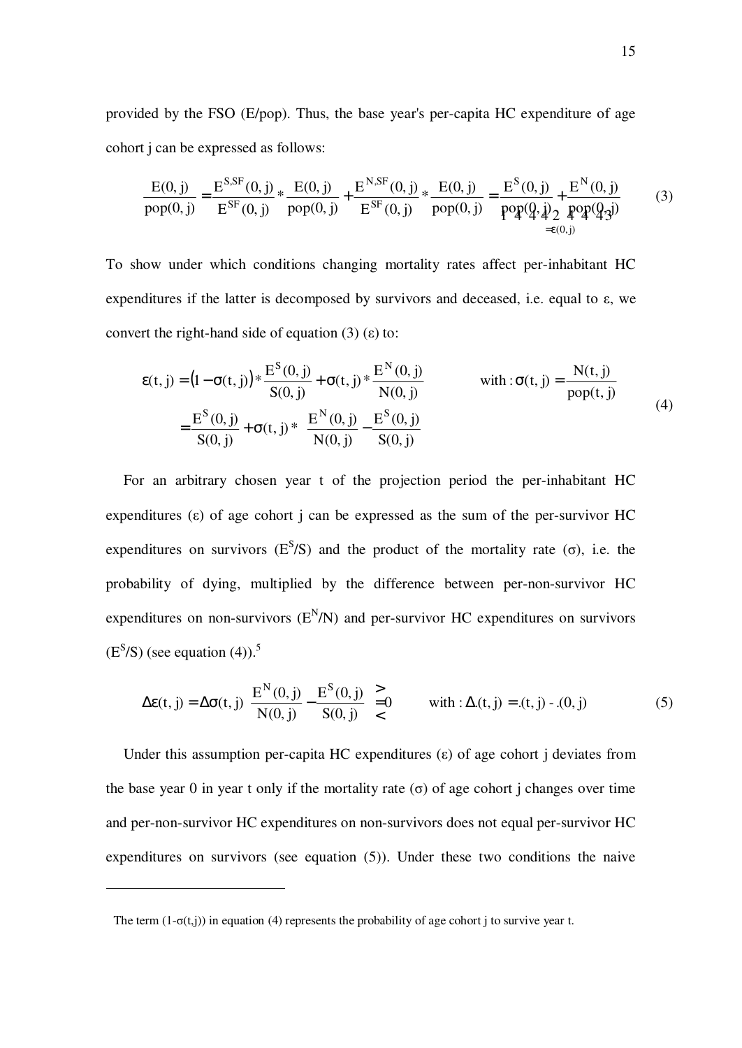provided by the FSO (E/pop). Thus, the base year's per-capita HC expenditure of age cohort j can be expressed as follows:

$$\frac{E(0,j)}{pop(0,j)} = \frac{E^{S,SF}(0,j)}{E^{SF}(0,j)} * \frac{E(0,j)}{pop(0,j)} + \frac{E^{N,SF}(0,j)}{E^{SF}(0,j)} * \frac{E(0,j)}{pop(0,j)} = \underbrace{\frac{E^{S}(0,j)}{pop(0,j)} + \frac{E^{N}(0,j)}{pop(0,j)}}_{=\varepsilon(0,j)} \tag{3}$$

To show under which conditions changing mortality rates affect per-inhabitant HC expenditures if the latter is decomposed by survivors and deceased, i.e. equal to ε, we convert the right-hand side of equation (3) (ε) to:

$$\begin{aligned} \varepsilon(t,j) &= (1-\sigma(t,j)) * \frac{E^{S}(0,j)}{S(0,j)} + \sigma(t,j) * \frac{E^{N}(0,j)}{N(0,j)} \qquad \text{with}: \sigma(t,j) = \frac{N(t,j)}{pop(t,j)} \\ &= \frac{E^{S}(0,j)}{S(0,j)} + \sigma(t,j) * \left( \frac{E^{N}(0,j)}{N(0,j)} - \frac{E^{S}(0,j)}{S(0,j)} \right) \end{aligned} \tag{4}$$

For an arbitrary chosen year t of the projection period the per-inhabitant HC expenditures (ε) of age cohort j can be expressed as the sum of the per-survivor HC expenditures on survivors ($E^S/S$) and the product of the mortality rate (σ), i.e. the probability of dying, multiplied by the difference between per-non-survivor HC expenditures on non-survivors ($E^N/N$) and per-survivor HC expenditures on survivors ($E^S/S$) (see equation (4)).[5]

$$\Delta\varepsilon(t,j) = \Delta\sigma(t,j) \left( \frac{E^{N}(0,j)}{N(0,j)} - \frac{E^{S}(0,j)}{S(0,j)} \right) \gtreqless 0 \qquad \text{with}: \Delta.(t,j) = .(t,j) - .(0,j) \tag{5}$$

Under this assumption per-capita HC expenditures (ε) of age cohort j deviates from the base year 0 in year t only if the mortality rate (σ) of age cohort j changes over time and per-non-survivor HC expenditures on non-survivors does not equal per-survivor HC expenditures on survivors (see equation (5)). Under these two conditions the naive

---

[5] The term (1-σ(t,j)) in equation (4) represents the probability of age cohort j to survive year t.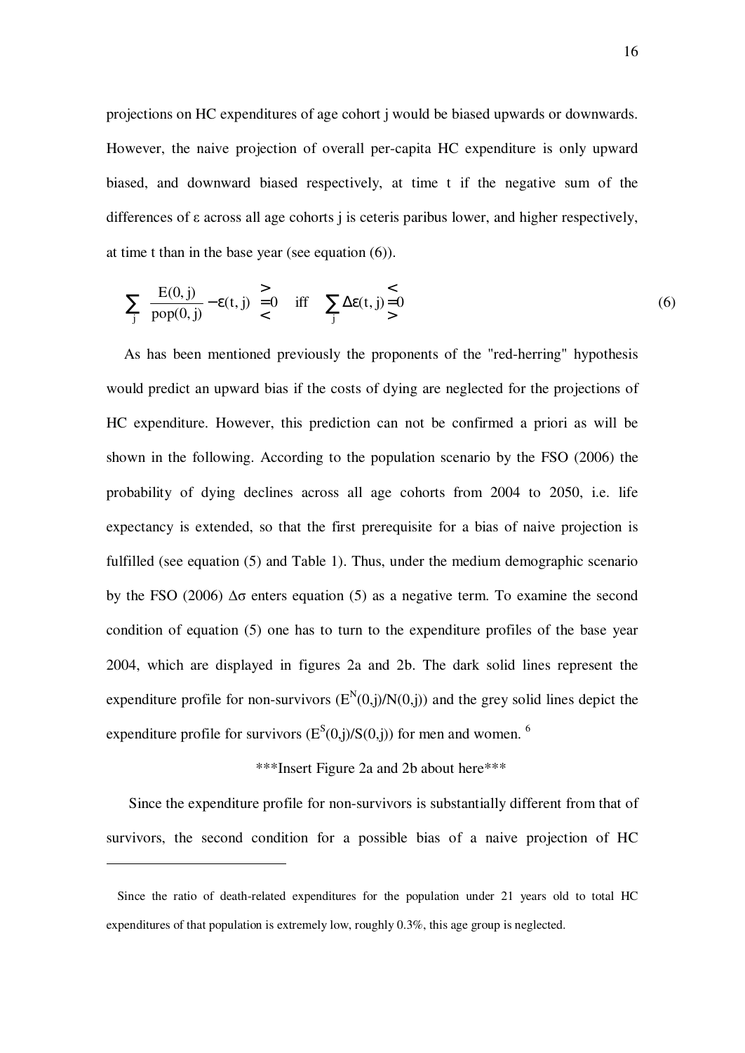projections on HC expenditures of age cohort j would be biased upwards or downwards. However, the naive projection of overall per-capita HC expenditure is only upward biased, and downward biased respectively, at time t if the negative sum of the differences of ε across all age cohorts j is ceteris paribus lower, and higher respectively, at time t than in the base year (see equation (6)).

$$\sum_j \frac{E(0,j)}{pop(0,j)} - \varepsilon(t,j) \gtreqless 0 \quad \text{iff} \quad \sum_j \Delta\varepsilon(t,j) \lesseqgtr 0 \tag{6}$$

As has been mentioned previously the proponents of the "red-herring" hypothesis would predict an upward bias if the costs of dying are neglected for the projections of HC expenditure. However, this prediction can not be confirmed a priori as will be shown in the following. According to the population scenario by the FSO (2006) the probability of dying declines across all age cohorts from 2004 to 2050, i.e. life expectancy is extended, so that the first prerequisite for a bias of naive projection is fulfilled (see equation (5) and Table 1). Thus, under the medium demographic scenario by the FSO (2006) $\Delta\sigma$ enters equation (5) as a negative term. To examine the second condition of equation (5) one has to turn to the expenditure profiles of the base year 2004, which are displayed in figures 2a and 2b. The dark solid lines represent the expenditure profile for non-survivors ($E^N(0,j)/N(0,j)$) and the grey solid lines depict the expenditure profile for survivors ($E^S(0,j)/S(0,j)$) for men and women. [6]

***Insert Figure 2a and 2b about here***

Since the expenditure profile for non-survivors is substantially different from that of survivors, the second condition for a possible bias of a naive projection of HC

---

[6] Since the ratio of death-related expenditures for the population under 21 years old to total HC expenditures of that population is extremely low, roughly 0.3%, this age group is neglected.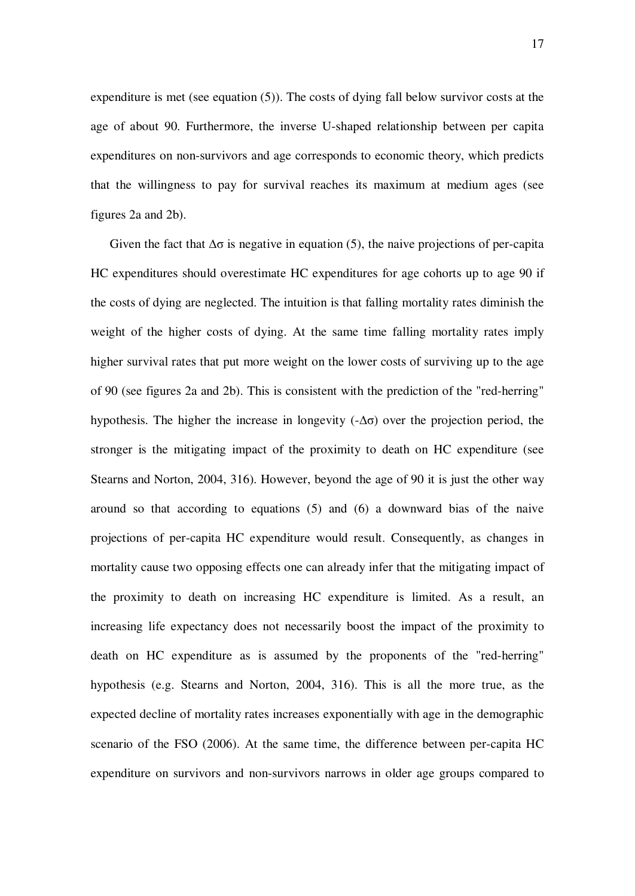expenditure is met (see equation (5)). The costs of dying fall below survivor costs at the age of about 90. Furthermore, the inverse U-shaped relationship between per capita expenditures on non-survivors and age corresponds to economic theory, which predicts that the willingness to pay for survival reaches its maximum at medium ages (see figures 2a and 2b).

Given the fact that $\Delta\sigma$ is negative in equation (5), the naive projections of per-capita HC expenditures should overestimate HC expenditures for age cohorts up to age 90 if the costs of dying are neglected. The intuition is that falling mortality rates diminish the weight of the higher costs of dying. At the same time falling mortality rates imply higher survival rates that put more weight on the lower costs of surviving up to the age of 90 (see figures 2a and 2b). This is consistent with the prediction of the "red-herring" hypothesis. The higher the increase in longevity ($-\Delta\sigma$) over the projection period, the stronger is the mitigating impact of the proximity to death on HC expenditure (see Stearns and Norton, 2004, 316). However, beyond the age of 90 it is just the other way around so that according to equations (5) and (6) a downward bias of the naive projections of per-capita HC expenditure would result. Consequently, as changes in mortality cause two opposing effects one can already infer that the mitigating impact of the proximity to death on increasing HC expenditure is limited. As a result, an increasing life expectancy does not necessarily boost the impact of the proximity to death on HC expenditure as is assumed by the proponents of the "red-herring" hypothesis (e.g. Stearns and Norton, 2004, 316). This is all the more true, as the expected decline of mortality rates increases exponentially with age in the demographic scenario of the FSO (2006). At the same time, the difference between per-capita HC expenditure on survivors and non-survivors narrows in older age groups compared to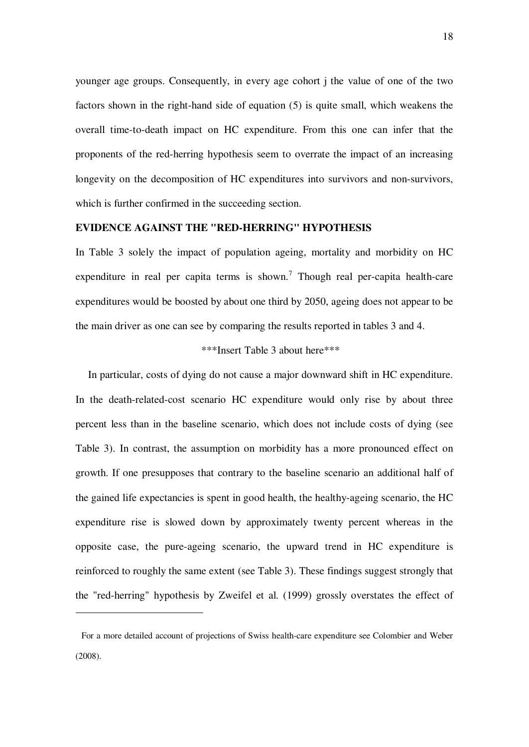younger age groups. Consequently, in every age cohort j the value of one of the two factors shown in the right-hand side of equation (5) is quite small, which weakens the overall time-to-death impact on HC expenditure. From this one can infer that the proponents of the red-herring hypothesis seem to overrate the impact of an increasing longevity on the decomposition of HC expenditures into survivors and non-survivors, which is further confirmed in the succeeding section.

## EVIDENCE AGAINST THE "RED-HERRING" HYPOTHESIS

In Table 3 solely the impact of population ageing, mortality and morbidity on HC expenditure in real per capita terms is shown.[7] Though real per-capita health-care expenditures would be boosted by about one third by 2050, ageing does not appear to be the main driver as one can see by comparing the results reported in tables 3 and 4.

***Insert Table 3 about here***

In particular, costs of dying do not cause a major downward shift in HC expenditure. In the death-related-cost scenario HC expenditure would only rise by about three percent less than in the baseline scenario, which does not include costs of dying (see Table 3). In contrast, the assumption on morbidity has a more pronounced effect on growth. If one presupposes that contrary to the baseline scenario an additional half of the gained life expectancies is spent in good health, the healthy-ageing scenario, the HC expenditure rise is slowed down by approximately twenty percent whereas in the opposite case, the pure-ageing scenario, the upward trend in HC expenditure is reinforced to roughly the same extent (see Table 3). These findings suggest strongly that the "red-herring" hypothesis by Zweifel et al. (1999) grossly overstates the effect of

---

[7] For a more detailed account of projections of Swiss health-care expenditure see Colombier and Weber (2008).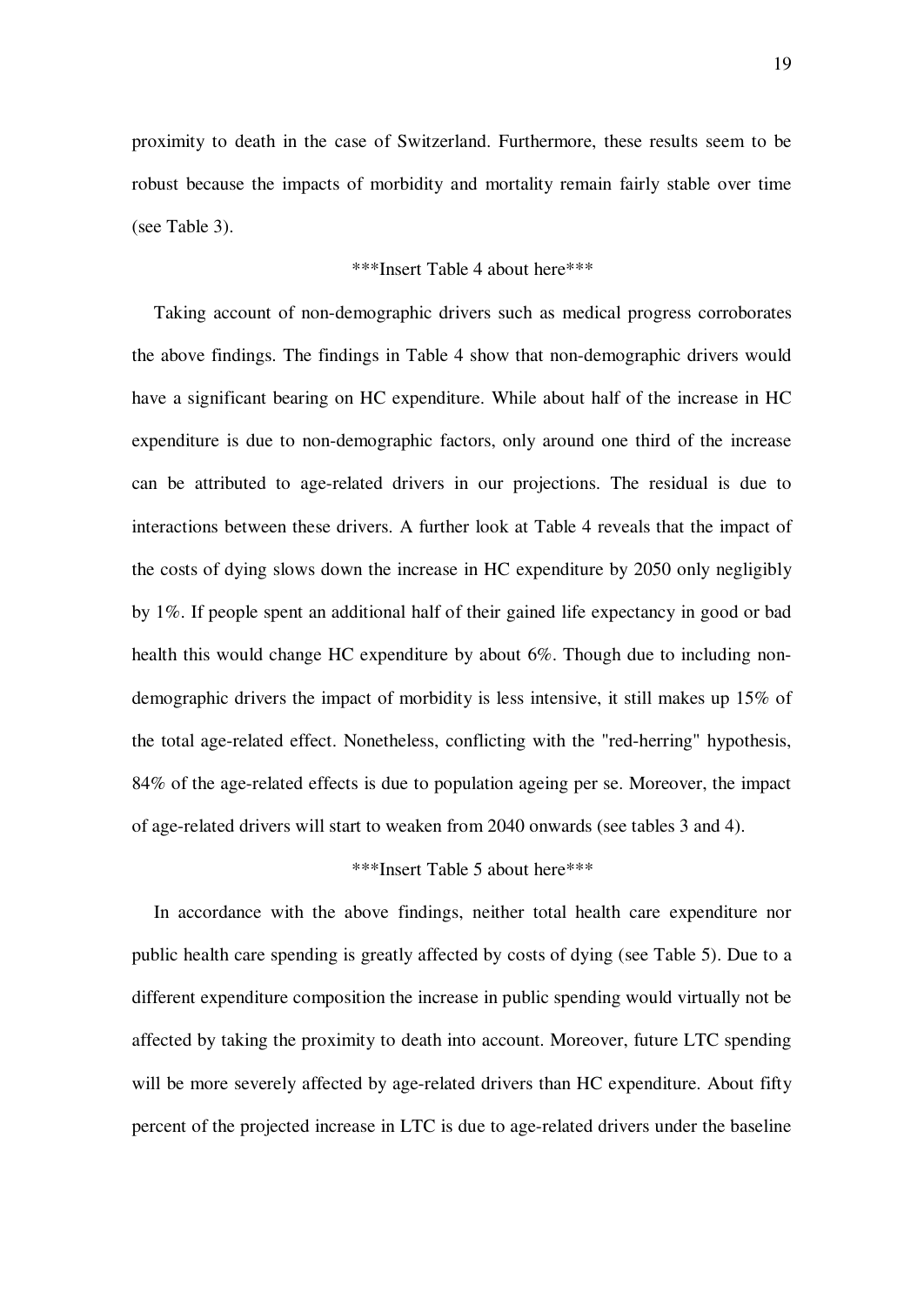proximity to death in the case of Switzerland. Furthermore, these results seem to be robust because the impacts of morbidity and mortality remain fairly stable over time (see Table 3).

***Insert Table 4 about here***

Taking account of non-demographic drivers such as medical progress corroborates the above findings. The findings in Table 4 show that non-demographic drivers would have a significant bearing on HC expenditure. While about half of the increase in HC expenditure is due to non-demographic factors, only around one third of the increase can be attributed to age-related drivers in our projections. The residual is due to interactions between these drivers. A further look at Table 4 reveals that the impact of the costs of dying slows down the increase in HC expenditure by 2050 only negligibly by 1%. If people spent an additional half of their gained life expectancy in good or bad health this would change HC expenditure by about 6%. Though due to including non-demographic drivers the impact of morbidity is less intensive, it still makes up 15% of the total age-related effect. Nonetheless, conflicting with the "red-herring" hypothesis, 84% of the age-related effects is due to population ageing per se. Moreover, the impact of age-related drivers will start to weaken from 2040 onwards (see tables 3 and 4).

***Insert Table 5 about here***

In accordance with the above findings, neither total health care expenditure nor public health care spending is greatly affected by costs of dying (see Table 5). Due to a different expenditure composition the increase in public spending would virtually not be affected by taking the proximity to death into account. Moreover, future LTC spending will be more severely affected by age-related drivers than HC expenditure. About fifty percent of the projected increase in LTC is due to age-related drivers under the baseline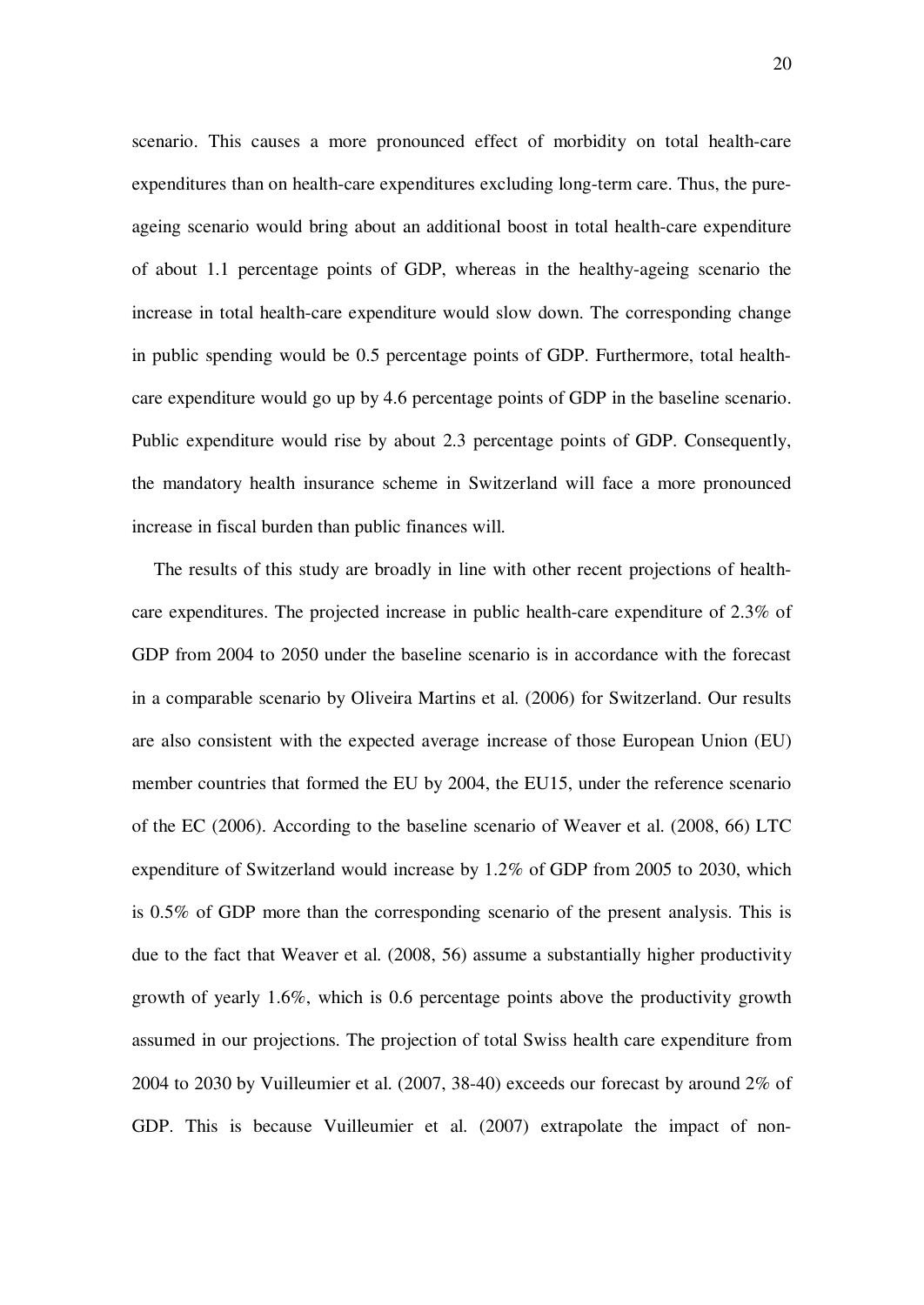scenario. This causes a more pronounced effect of morbidity on total health-care expenditures than on health-care expenditures excluding long-term care. Thus, the pure-ageing scenario would bring about an additional boost in total health-care expenditure of about 1.1 percentage points of GDP, whereas in the healthy-ageing scenario the increase in total health-care expenditure would slow down. The corresponding change in public spending would be 0.5 percentage points of GDP. Furthermore, total health-care expenditure would go up by 4.6 percentage points of GDP in the baseline scenario. Public expenditure would rise by about 2.3 percentage points of GDP. Consequently, the mandatory health insurance scheme in Switzerland will face a more pronounced increase in fiscal burden than public finances will.

The results of this study are broadly in line with other recent projections of health-care expenditures. The projected increase in public health-care expenditure of 2.3% of GDP from 2004 to 2050 under the baseline scenario is in accordance with the forecast in a comparable scenario by Oliveira Martins et al. (2006) for Switzerland. Our results are also consistent with the expected average increase of those European Union (EU) member countries that formed the EU by 2004, the EU15, under the reference scenario of the EC (2006). According to the baseline scenario of Weaver et al. (2008, 66) LTC expenditure of Switzerland would increase by 1.2% of GDP from 2005 to 2030, which is 0.5% of GDP more than the corresponding scenario of the present analysis. This is due to the fact that Weaver et al. (2008, 56) assume a substantially higher productivity growth of yearly 1.6%, which is 0.6 percentage points above the productivity growth assumed in our projections. The projection of total Swiss health care expenditure from 2004 to 2030 by Vuilleumier et al. (2007, 38-40) exceeds our forecast by around 2% of GDP. This is because Vuilleumier et al. (2007) extrapolate the impact of non-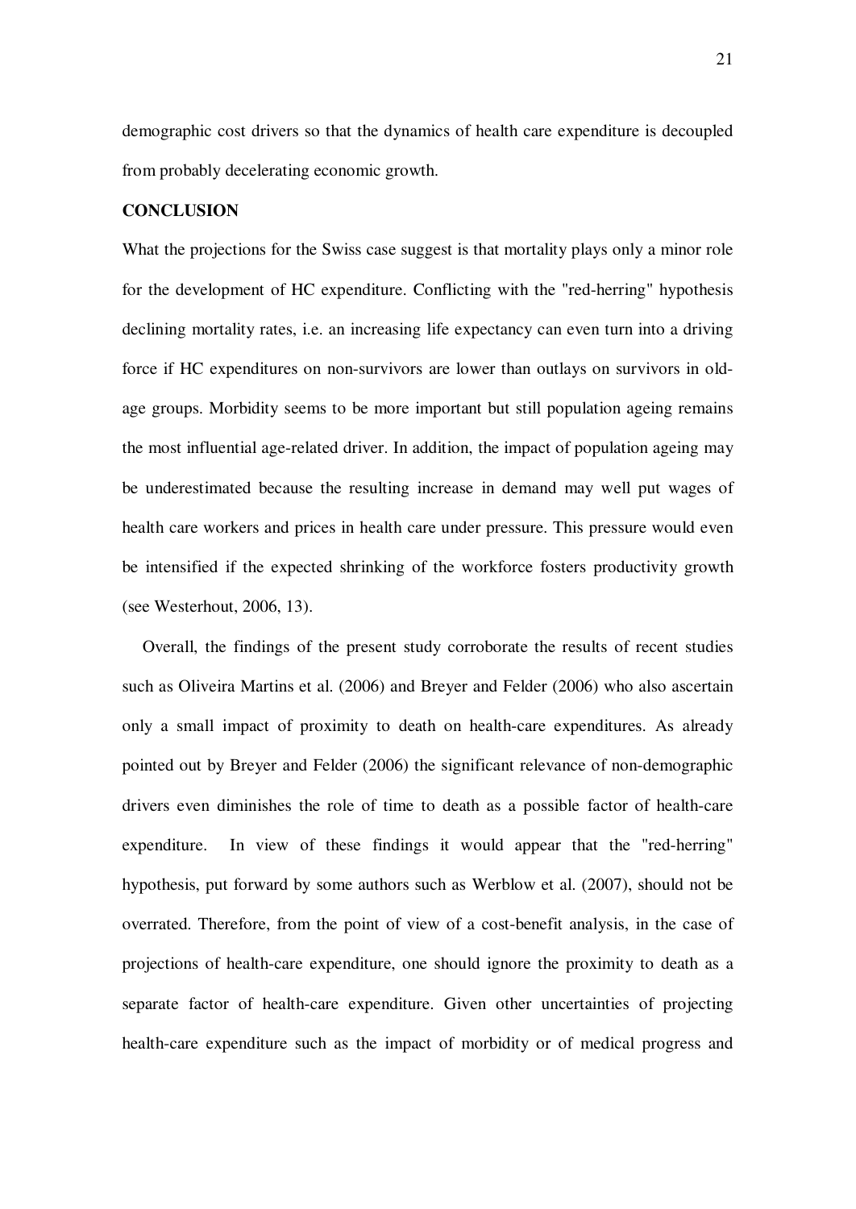demographic cost drivers so that the dynamics of health care expenditure is decoupled from probably decelerating economic growth.

## CONCLUSION

What the projections for the Swiss case suggest is that mortality plays only a minor role for the development of HC expenditure. Conflicting with the "red-herring" hypothesis declining mortality rates, i.e. an increasing life expectancy can even turn into a driving force if HC expenditures on non-survivors are lower than outlays on survivors in old-age groups. Morbidity seems to be more important but still population ageing remains the most influential age-related driver. In addition, the impact of population ageing may be underestimated because the resulting increase in demand may well put wages of health care workers and prices in health care under pressure. This pressure would even be intensified if the expected shrinking of the workforce fosters productivity growth (see Westerhout, 2006, 13).

Overall, the findings of the present study corroborate the results of recent studies such as Oliveira Martins et al. (2006) and Breyer and Felder (2006) who also ascertain only a small impact of proximity to death on health-care expenditures. As already pointed out by Breyer and Felder (2006) the significant relevance of non-demographic drivers even diminishes the role of time to death as a possible factor of health-care expenditure. In view of these findings it would appear that the "red-herring" hypothesis, put forward by some authors such as Werblow et al. (2007), should not be overrated. Therefore, from the point of view of a cost-benefit analysis, in the case of projections of health-care expenditure, one should ignore the proximity to death as a separate factor of health-care expenditure. Given other uncertainties of projecting health-care expenditure such as the impact of morbidity or of medical progress and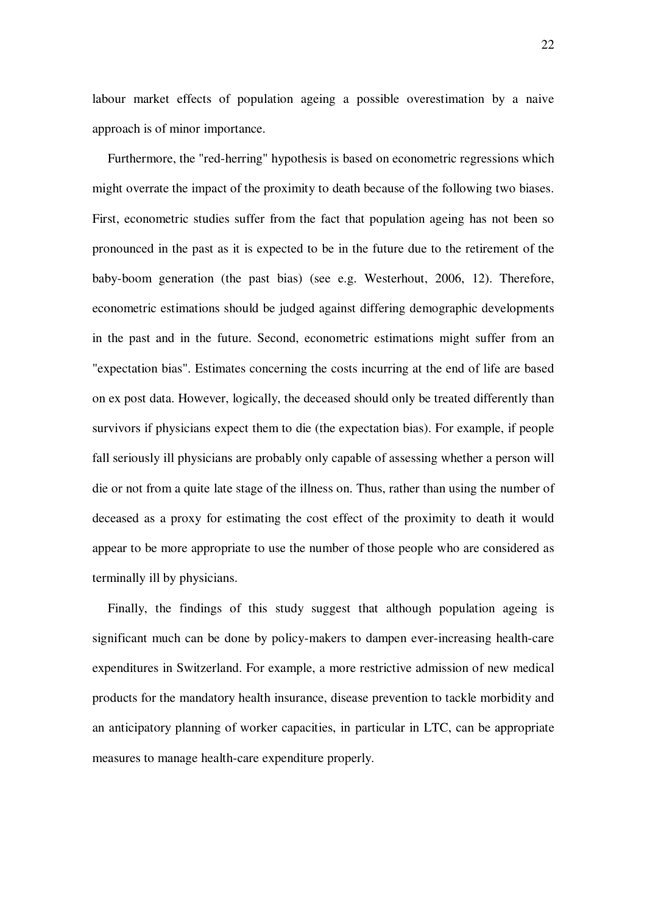labour market effects of population ageing a possible overestimation by a naive approach is of minor importance.

Furthermore, the "red-herring" hypothesis is based on econometric regressions which might overrate the impact of the proximity to death because of the following two biases. First, econometric studies suffer from the fact that population ageing has not been so pronounced in the past as it is expected to be in the future due to the retirement of the baby-boom generation (the past bias) (see e.g. Westerhout, 2006, 12). Therefore, econometric estimations should be judged against differing demographic developments in the past and in the future. Second, econometric estimations might suffer from an "expectation bias". Estimates concerning the costs incurring at the end of life are based on ex post data. However, logically, the deceased should only be treated differently than survivors if physicians expect them to die (the expectation bias). For example, if people fall seriously ill physicians are probably only capable of assessing whether a person will die or not from a quite late stage of the illness on. Thus, rather than using the number of deceased as a proxy for estimating the cost effect of the proximity to death it would appear to be more appropriate to use the number of those people who are considered as terminally ill by physicians.

Finally, the findings of this study suggest that although population ageing is significant much can be done by policy-makers to dampen ever-increasing health-care expenditures in Switzerland. For example, a more restrictive admission of new medical products for the mandatory health insurance, disease prevention to tackle morbidity and an anticipatory planning of worker capacities, in particular in LTC, can be appropriate measures to manage health-care expenditure properly.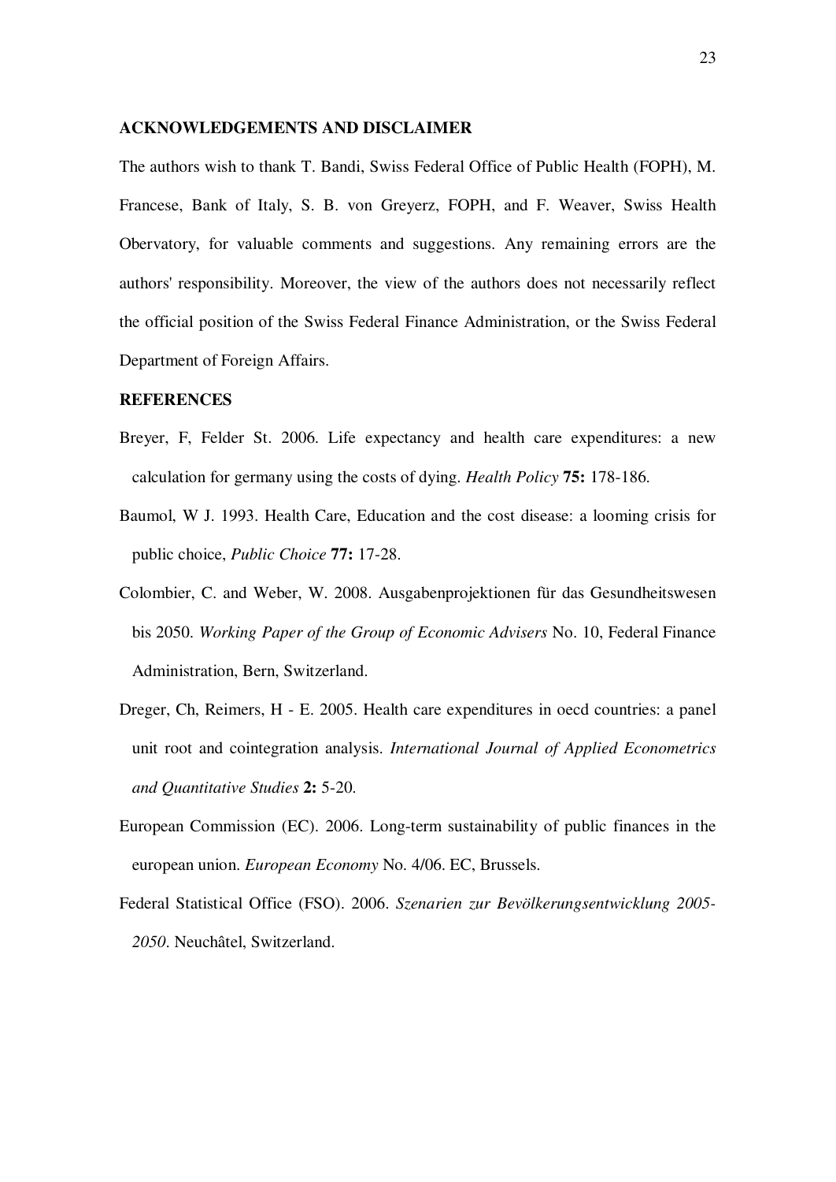## ACKNOWLEDGEMENTS AND DISCLAIMER

The authors wish to thank T. Bandi, Swiss Federal Office of Public Health (FOPH), M. Francese, Bank of Italy, S. B. von Greyerz, FOPH, and F. Weaver, Swiss Health Obervatory, for valuable comments and suggestions. Any remaining errors are the authors' responsibility. Moreover, the view of the authors does not necessarily reflect the official position of the Swiss Federal Finance Administration, or the Swiss Federal Department of Foreign Affairs.

## REFERENCES

Breyer, F, Felder St. 2006. Life expectancy and health care expenditures: a new calculation for germany using the costs of dying. *Health Policy* **75:** 178-186.

Baumol, W J. 1993. Health Care, Education and the cost disease: a looming crisis for public choice, *Public Choice* **77:** 17-28.

Colombier, C. and Weber, W. 2008. Ausgabenprojektionen für das Gesundheitswesen bis 2050. *Working Paper of the Group of Economic Advisers* No. 10, Federal Finance Administration, Bern, Switzerland.

Dreger, Ch, Reimers, H - E. 2005. Health care expenditures in oecd countries: a panel unit root and cointegration analysis. *International Journal of Applied Econometrics and Quantitative Studies* **2:** 5-20.

European Commission (EC). 2006. Long-term sustainability of public finances in the european union. *European Economy* No. 4/06. EC, Brussels.

Federal Statistical Office (FSO). 2006. *Szenarien zur Bevölkerungsentwicklung 2005-2050*. Neuchâtel, Switzerland.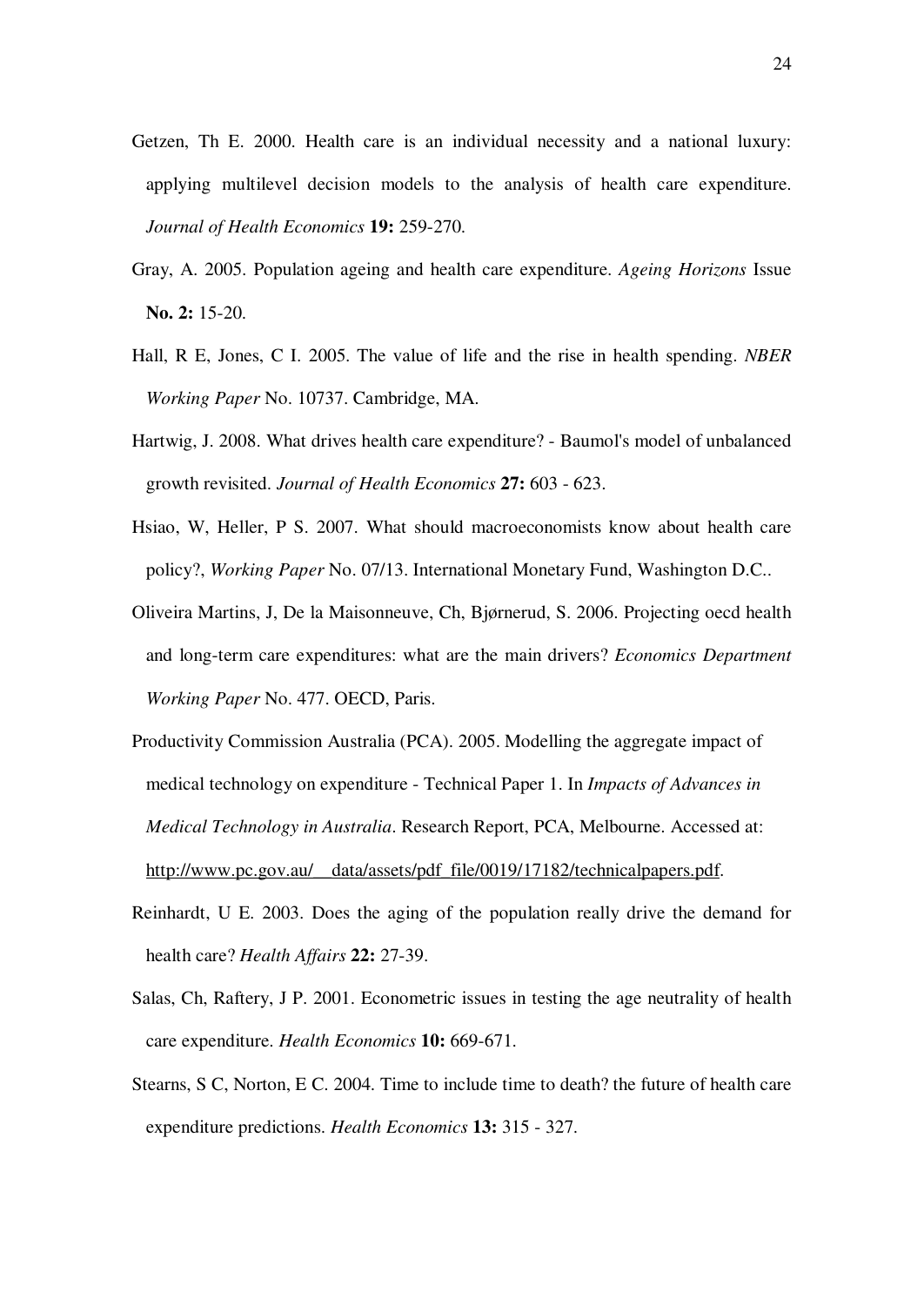Getzen, Th E. 2000. Health care is an individual necessity and a national luxury: applying multilevel decision models to the analysis of health care expenditure. *Journal of Health Economics* **19:** 259-270.

Gray, A. 2005. Population ageing and health care expenditure. *Ageing Horizons* Issue **No. 2:** 15-20.

Hall, R E, Jones, C I. 2005. The value of life and the rise in health spending. *NBER Working Paper* No. 10737. Cambridge, MA.

Hartwig, J. 2008. What drives health care expenditure? - Baumol's model of unbalanced growth revisited. *Journal of Health Economics* **27:** 603 - 623.

Hsiao, W, Heller, P S. 2007. What should macroeconomists know about health care policy?, *Working Paper* No. 07/13. International Monetary Fund, Washington D.C..

Oliveira Martins, J, De la Maisonneuve, Ch, Bjørnerud, S. 2006. Projecting oecd health and long-term care expenditures: what are the main drivers? *Economics Department Working Paper* No. 477. OECD, Paris.

Productivity Commission Australia (PCA). 2005. Modelling the aggregate impact of medical technology on expenditure - Technical Paper 1. In *Impacts of Advances in Medical Technology in Australia*. Research Report, PCA, Melbourne. Accessed at: http://www.pc.gov.au/__data/assets/pdf_file/0019/17182/technicalpapers.pdf.

Reinhardt, U E. 2003. Does the aging of the population really drive the demand for health care? *Health Affairs* **22:** 27-39.

Salas, Ch, Raftery, J P. 2001. Econometric issues in testing the age neutrality of health care expenditure. *Health Economics* **10:** 669-671.

Stearns, S C, Norton, E C. 2004. Time to include time to death? the future of health care expenditure predictions. *Health Economics* **13:** 315 - 327.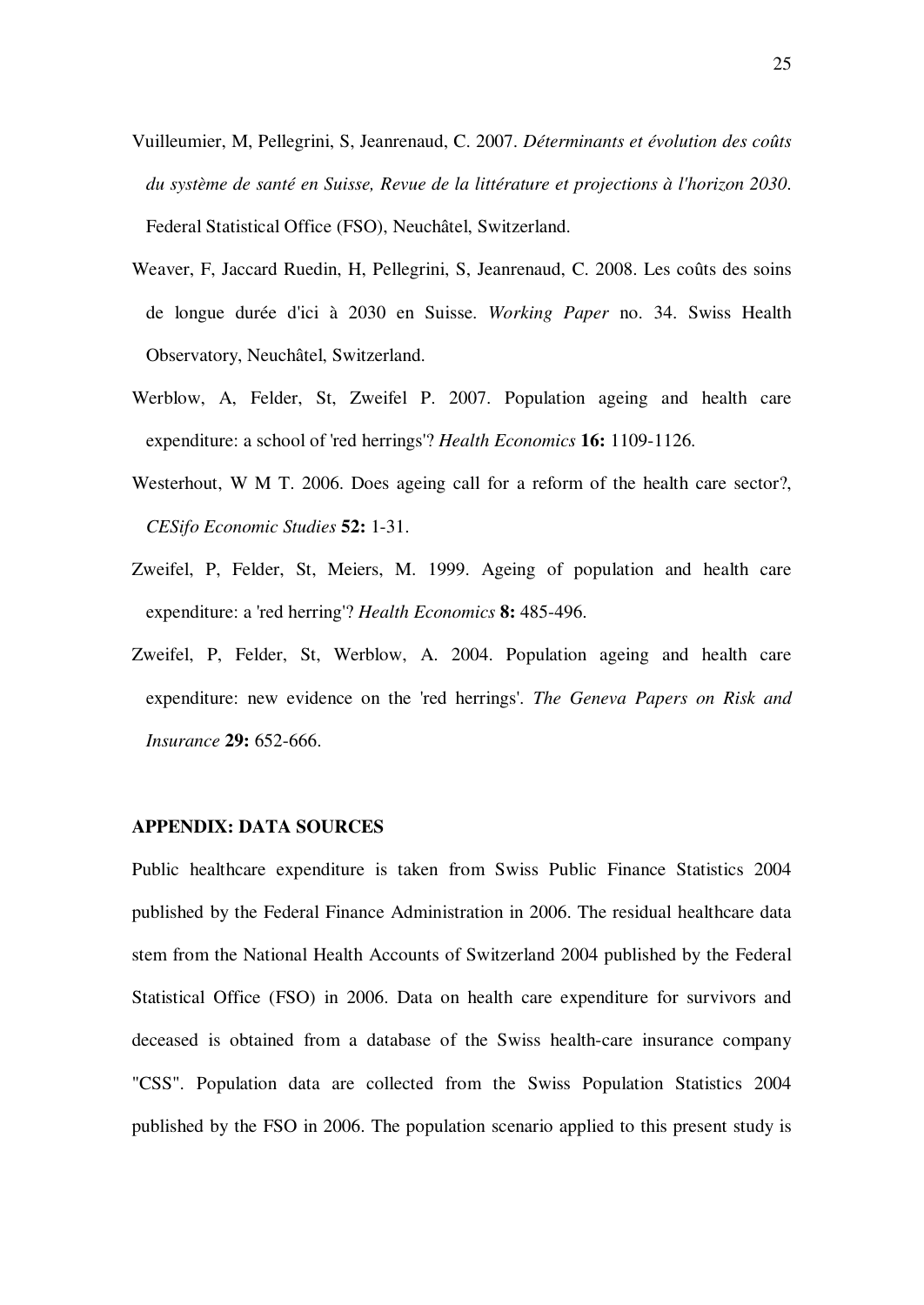Vuilleumier, M, Pellegrini, S, Jeanrenaud, C. 2007. *Déterminants et évolution des coûts du système de santé en Suisse, Revue de la littérature et projections à l'horizon 2030*. Federal Statistical Office (FSO), Neuchâtel, Switzerland.

Weaver, F, Jaccard Ruedin, H, Pellegrini, S, Jeanrenaud, C. 2008. Les coûts des soins de longue durée d'ici à 2030 en Suisse. *Working Paper* no. 34. Swiss Health Observatory, Neuchâtel, Switzerland.

Werblow, A, Felder, St, Zweifel P. 2007. Population ageing and health care expenditure: a school of 'red herrings'? *Health Economics* **16:** 1109-1126.

Westerhout, W M T. 2006. Does ageing call for a reform of the health care sector?, *CESifo Economic Studies* **52:** 1-31.

Zweifel, P, Felder, St, Meiers, M. 1999. Ageing of population and health care expenditure: a 'red herring'? *Health Economics* **8:** 485-496.

Zweifel, P, Felder, St, Werblow, A. 2004. Population ageing and health care expenditure: new evidence on the 'red herrings'. *The Geneva Papers on Risk and Insurance* **29:** 652-666.

## APPENDIX: DATA SOURCES

Public healthcare expenditure is taken from Swiss Public Finance Statistics 2004 published by the Federal Finance Administration in 2006. The residual healthcare data stem from the National Health Accounts of Switzerland 2004 published by the Federal Statistical Office (FSO) in 2006. Data on health care expenditure for survivors and deceased is obtained from a database of the Swiss health-care insurance company "CSS". Population data are collected from the Swiss Population Statistics 2004 published by the FSO in 2006. The population scenario applied to this present study is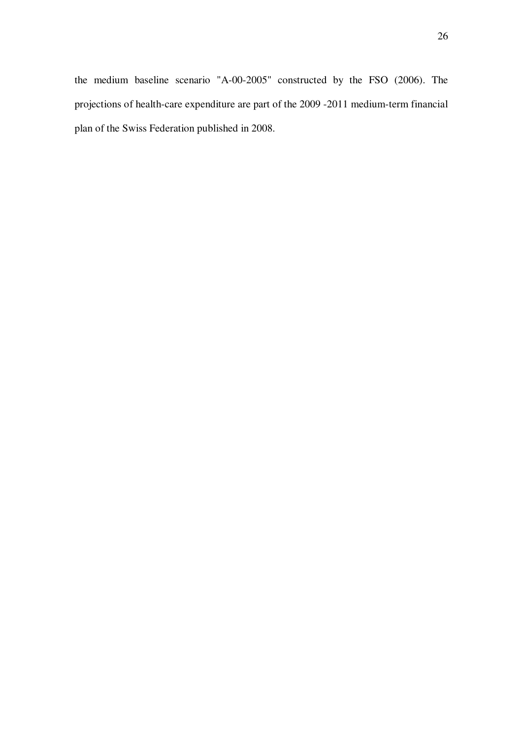the medium baseline scenario "A-00-2005" constructed by the FSO (2006). The projections of health-care expenditure are part of the 2009 -2011 medium-term financial plan of the Swiss Federation published in 2008.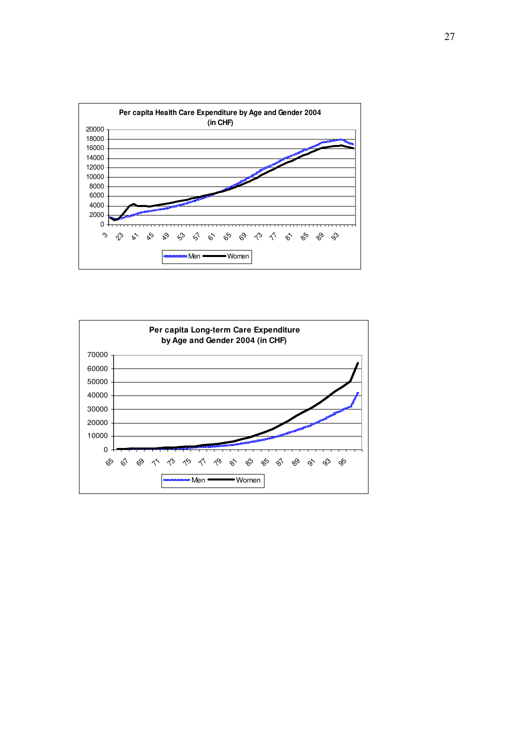**Per capita Health Care Expenditure by Age and Gender 2004 (in CHF)**

**Per capita Long-term Care Expenditure by Age and Gender 2004 (in CHF)**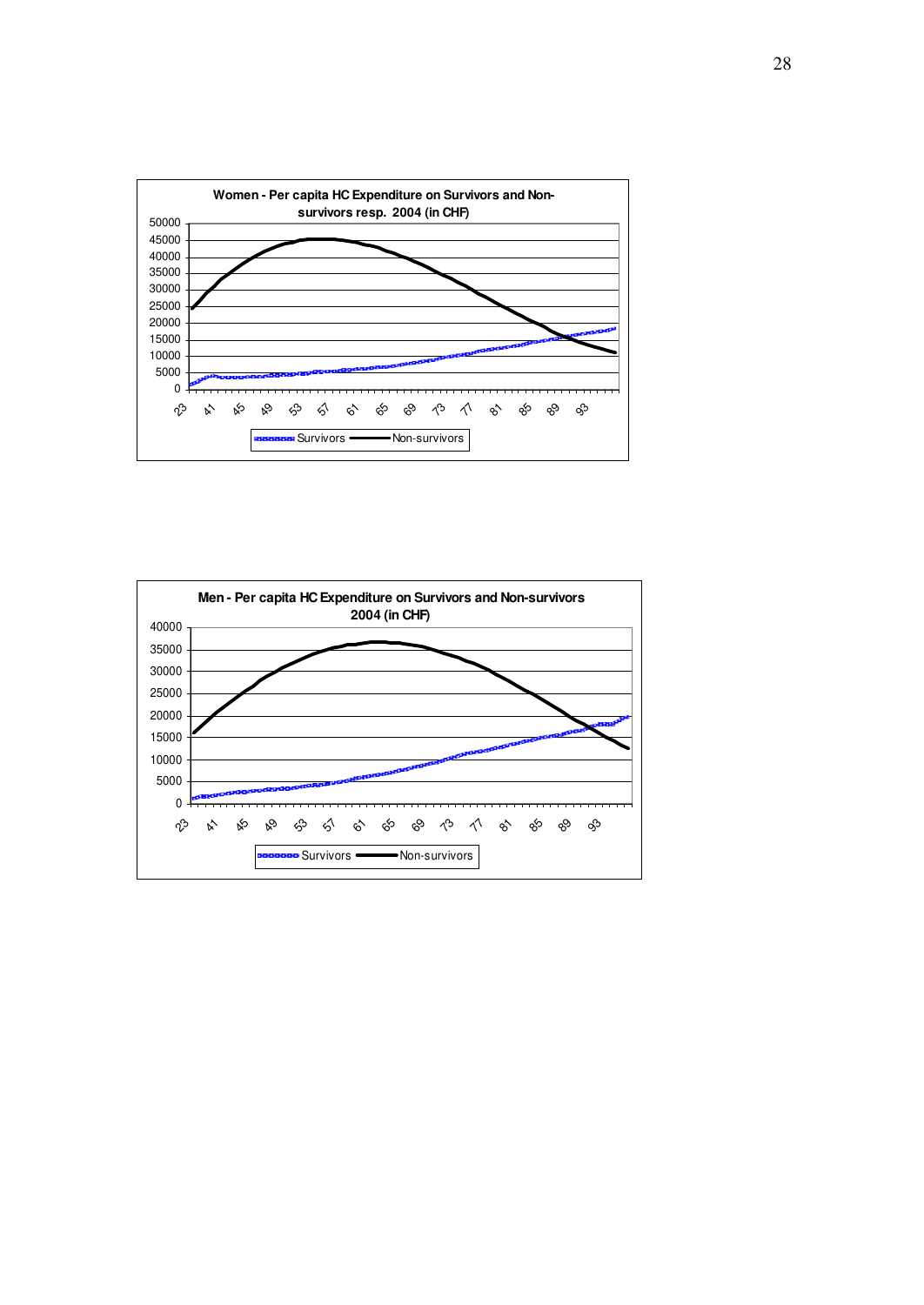**Women - Per capita HC Expenditure on Survivors and Non-survivors resp. 2004 (in CHF)**

**Men - Per capita HC Expenditure on Survivors and Non-survivors 2004 (in CHF)**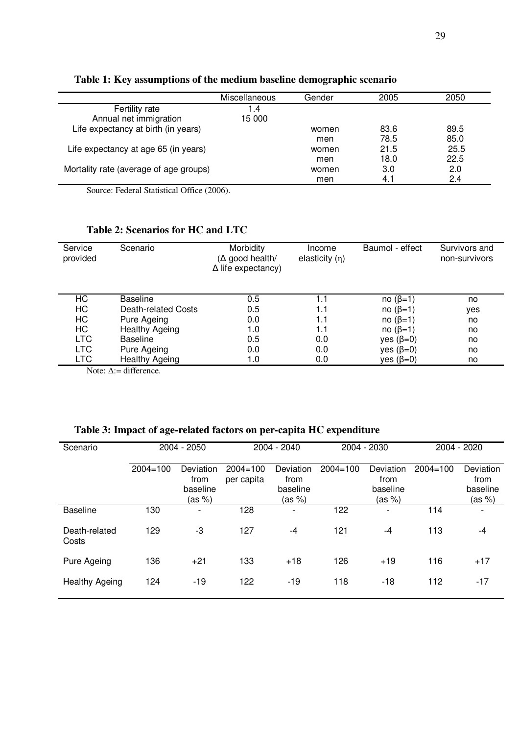**Table 1: Key assumptions of the medium baseline demographic scenario**

| | Miscellaneous | Gender | 2005 | 2050 |
|---|---|---|---|---|
| Fertility rate | 1.4 | | | |
| Annual net immigration | 15 000 | | | |
| Life expectancy at birth (in years) | | women | 83.6 | 89.5 |
| | | men | 78.5 | 85.0 |
| Life expectancy at age 65 (in years) | | women | 21.5 | 25.5 |
| | | men | 18.0 | 22.5 |
| Mortality rate (average of age groups) | | women | 3.0 | 2.0 |
| | | men | 4.1 | 2.4 |

Source: Federal Statistical Office (2006).

**Table 2: Scenarios for HC and LTC**

| Service provided | Scenario | Morbidity ($\Delta$ good health/ $\Delta$ life expectancy) | Income elasticity ($\eta$) | Baumol - effect | Survivors and non-survivors |
|---|---|---|---|---|---|
| HC | Baseline | 0.5 | 1.1 | no ($\beta$=1) | no |
| HC | Death-related Costs | 0.5 | 1.1 | no ($\beta$=1) | yes |
| HC | Pure Ageing | 0.0 | 1.1 | no ($\beta$=1) | no |
| HC | Healthy Ageing | 1.0 | 1.1 | no ($\beta$=1) | no |
| LTC | Baseline | 0.5 | 0.0 | yes ($\beta$=0) | no |
| LTC | Pure Ageing | 0.0 | 0.0 | yes ($\beta$=0) | no |
| LTC | Healthy Ageing | 1.0 | 0.0 | yes ($\beta$=0) | no |

Note: $\Delta$:= difference.

**Table 3: Impact of age-related factors on per-capita HC expenditure**

| Scenario | 2004 - 2050 | | 2004 - 2040 | | 2004 - 2030 | | 2004 - 2020 | |
|---|---|---|---|---|---|---|---|---|
| | 2004=100 | Deviation from baseline (as %) | 2004=100 per capita | Deviation from baseline (as %) | 2004=100 | Deviation from baseline (as %) | 2004=100 | Deviation from baseline (as %) |
| Baseline | 130 | - | 128 | - | 122 | - | 114 | - |
| Death-related Costs | 129 | -3 | 127 | -4 | 121 | -4 | 113 | -4 |
| Pure Ageing | 136 | +21 | 133 | +18 | 126 | +19 | 116 | +17 |
| Healthy Ageing | 124 | -19 | 122 | -19 | 118 | -18 | 112 | -17 |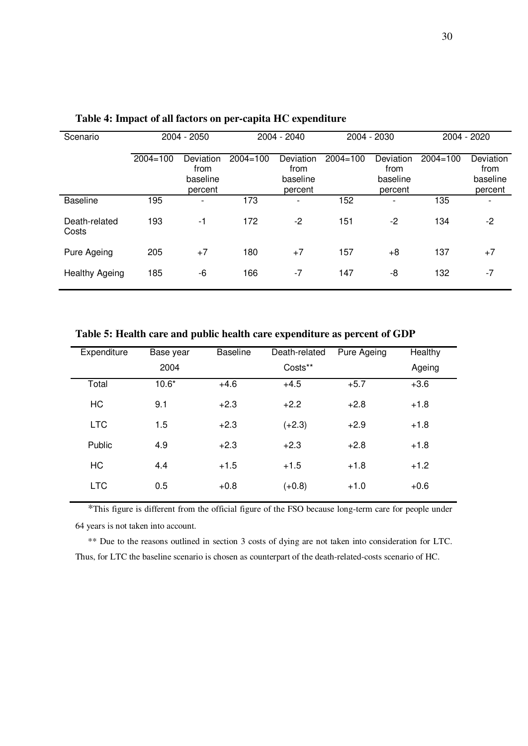**Table 4: Impact of all factors on per-capita HC expenditure**

| Scenario | 2004 - 2050 | | 2004 - 2040 | | 2004 - 2030 | | 2004 - 2020 | |
|---|---|---|---|---|---|---|---|---|
| | 2004=100 | Deviation from baseline percent | 2004=100 | Deviation from baseline percent | 2004=100 | Deviation from baseline percent | 2004=100 | Deviation from baseline percent |
| Baseline | 195 | - | 173 | - | 152 | - | 135 | - |
| Death-related Costs | 193 | -1 | 172 | -2 | 151 | -2 | 134 | -2 |
| Pure Ageing | 205 | +7 | 180 | +7 | 157 | +8 | 137 | +7 |
| Healthy Ageing | 185 | -6 | 166 | -7 | 147 | -8 | 132 | -7 |

**Table 5: Health care and public health care expenditure as percent of GDP**

| Expenditure | Base year 2004 | Baseline | Death-related Costs** | Pure Ageing | Healthy Ageing |
|---|---|---|---|---|---|
| Total | 10.6* | +4.6 | +4.5 | +5.7 | +3.6 |
| HC | 9.1 | +2.3 | +2.2 | +2.8 | +1.8 |
| LTC | 1.5 | +2.3 | (+2.3) | +2.9 | +1.8 |
| Public | 4.9 | +2.3 | +2.3 | +2.8 | +1.8 |
| HC | 4.4 | +1.5 | +1.5 | +1.8 | +1.2 |
| LTC | 0.5 | +0.8 | (+0.8) | +1.0 | +0.6 |

*This figure is different from the official figure of the FSO because long-term care for people under 64 years is not taken into account.

** Due to the reasons outlined in section 3 costs of dying are not taken into consideration for LTC. Thus, for LTC the baseline scenario is chosen as counterpart of the death-related-costs scenario of HC.